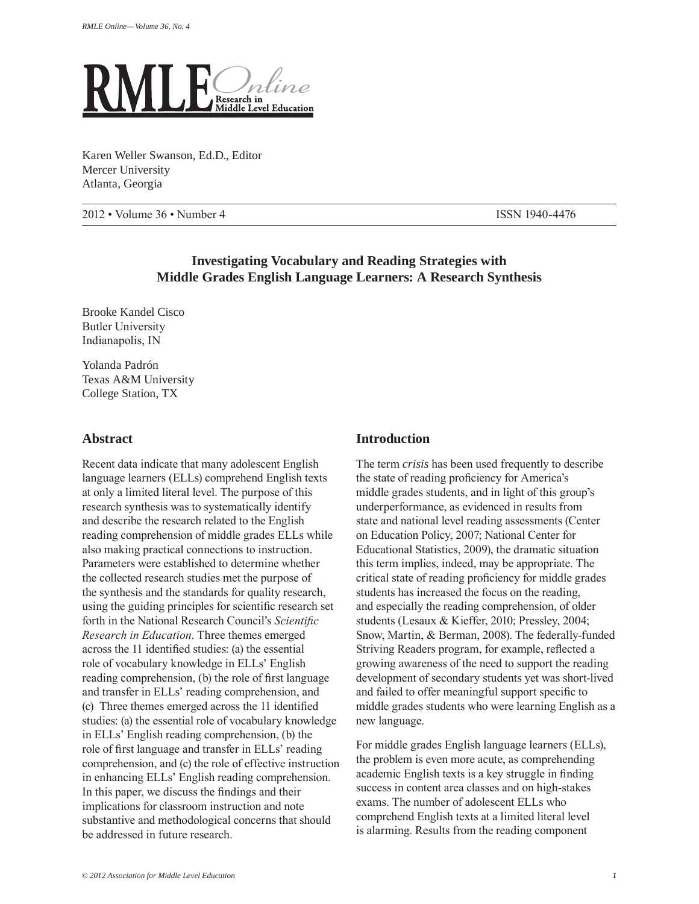# RMLE Online — Research in Middle Level Education

Karen Weller Swanson, Ed.D., Editor
Mercer University
Atlanta, Georgia

2012 • Volume 36 • Number 4 ISSN 1940-4476

## Investigating Vocabulary and Reading Strategies with Middle Grades English Language Learners: A Research Synthesis

Brooke Kandel Cisco
Butler University
Indianapolis, IN

Yolanda Padrón
Texas A&M University
College Station, TX

## Abstract

Recent data indicate that many adolescent English language learners (ELLs) comprehend English texts at only a limited literal level. The purpose of this research synthesis was to systematically identify and describe the research related to the English reading comprehension of middle grades ELLs while also making practical connections to instruction. Parameters were established to determine whether the collected research studies met the purpose of the synthesis and the standards for quality research, using the guiding principles for scientific research set forth in the National Research Council's *Scientific Research in Education*. Three themes emerged across the 11 identified studies: (a) the essential role of vocabulary knowledge in ELLs' English reading comprehension, (b) the role of first language and transfer in ELLs' reading comprehension, and (c) Three themes emerged across the 11 identified studies: (a) the essential role of vocabulary knowledge in ELLs' English reading comprehension, (b) the role of first language and transfer in ELLs' reading comprehension, and (c) the role of effective instruction in enhancing ELLs' English reading comprehension. In this paper, we discuss the findings and their implications for classroom instruction and note substantive and methodological concerns that should be addressed in future research.

## Introduction

The term *crisis* has been used frequently to describe the state of reading proficiency for America's middle grades students, and in light of this group's underperformance, as evidenced in results from state and national level reading assessments (Center on Education Policy, 2007; National Center for Educational Statistics, 2009), the dramatic situation this term implies, indeed, may be appropriate. The critical state of reading proficiency for middle grades students has increased the focus on the reading, and especially the reading comprehension, of older students (Lesaux & Kieffer, 2010; Pressley, 2004; Snow, Martin, & Berman, 2008). The federally-funded Striving Readers program, for example, reflected a growing awareness of the need to support the reading development of secondary students yet was short-lived and failed to offer meaningful support specific to middle grades students who were learning English as a new language.

For middle grades English language learners (ELLs), the problem is even more acute, as comprehending academic English texts is a key struggle in finding success in content area classes and on high-stakes exams. The number of adolescent ELLs who comprehend English texts at a limited literal level is alarming. Results from the reading component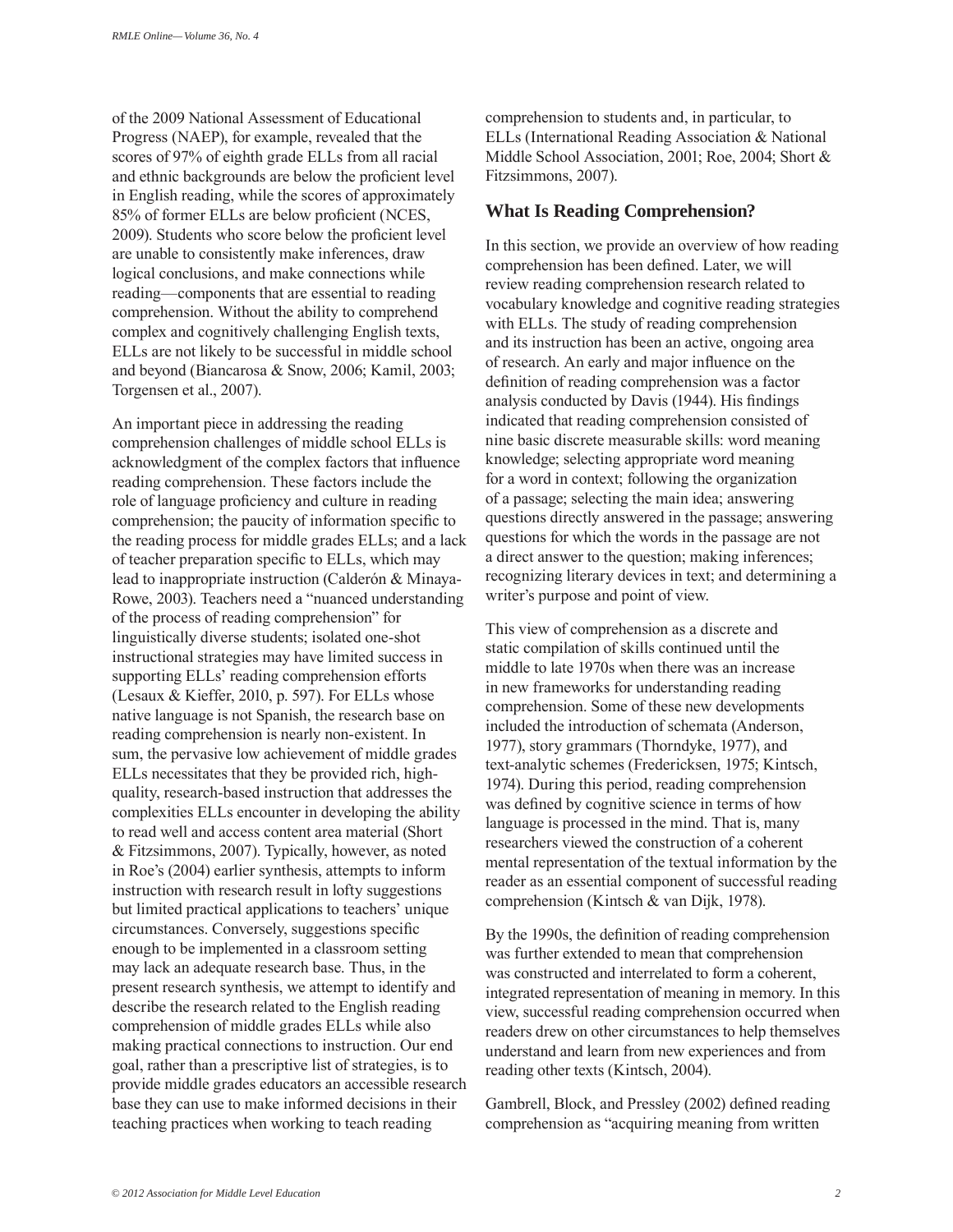of the 2009 National Assessment of Educational Progress (NAEP), for example, revealed that the scores of 97% of eighth grade ELLs from all racial and ethnic backgrounds are below the proficient level in English reading, while the scores of approximately 85% of former ELLs are below proficient (NCES, 2009). Students who score below the proficient level are unable to consistently make inferences, draw logical conclusions, and make connections while reading—components that are essential to reading comprehension. Without the ability to comprehend complex and cognitively challenging English texts, ELLs are not likely to be successful in middle school and beyond (Biancarosa & Snow, 2006; Kamil, 2003; Torgensen et al., 2007).

An important piece in addressing the reading comprehension challenges of middle school ELLs is acknowledgment of the complex factors that influence reading comprehension. These factors include the role of language proficiency and culture in reading comprehension; the paucity of information specific to the reading process for middle grades ELLs; and a lack of teacher preparation specific to ELLs, which may lead to inappropriate instruction (Calderón & Minaya-Rowe, 2003). Teachers need a "nuanced understanding of the process of reading comprehension" for linguistically diverse students; isolated one-shot instructional strategies may have limited success in supporting ELLs' reading comprehension efforts (Lesaux & Kieffer, 2010, p. 597). For ELLs whose native language is not Spanish, the research base on reading comprehension is nearly non-existent. In sum, the pervasive low achievement of middle grades ELLs necessitates that they be provided rich, high-quality, research-based instruction that addresses the complexities ELLs encounter in developing the ability to read well and access content area material (Short & Fitzsimmons, 2007). Typically, however, as noted in Roe's (2004) earlier synthesis, attempts to inform instruction with research result in lofty suggestions but limited practical applications to teachers' unique circumstances. Conversely, suggestions specific enough to be implemented in a classroom setting may lack an adequate research base. Thus, in the present research synthesis, we attempt to identify and describe the research related to the English reading comprehension of middle grades ELLs while also making practical connections to instruction. Our end goal, rather than a prescriptive list of strategies, is to provide middle grades educators an accessible research base they can use to make informed decisions in their teaching practices when working to teach reading comprehension to students and, in particular, to ELLs (International Reading Association & National Middle School Association, 2001; Roe, 2004; Short & Fitzsimmons, 2007).

## What Is Reading Comprehension?

In this section, we provide an overview of how reading comprehension has been defined. Later, we will review reading comprehension research related to vocabulary knowledge and cognitive reading strategies with ELLs. The study of reading comprehension and its instruction has been an active, ongoing area of research. An early and major influence on the definition of reading comprehension was a factor analysis conducted by Davis (1944). His findings indicated that reading comprehension consisted of nine basic discrete measurable skills: word meaning knowledge; selecting appropriate word meaning for a word in context; following the organization of a passage; selecting the main idea; answering questions directly answered in the passage; answering questions for which the words in the passage are not a direct answer to the question; making inferences; recognizing literary devices in text; and determining a writer's purpose and point of view.

This view of comprehension as a discrete and static compilation of skills continued until the middle to late 1970s when there was an increase in new frameworks for understanding reading comprehension. Some of these new developments included the introduction of schemata (Anderson, 1977), story grammars (Thorndyke, 1977), and text-analytic schemes (Fredericksen, 1975; Kintsch, 1974). During this period, reading comprehension was defined by cognitive science in terms of how language is processed in the mind. That is, many researchers viewed the construction of a coherent mental representation of the textual information by the reader as an essential component of successful reading comprehension (Kintsch & van Dijk, 1978).

By the 1990s, the definition of reading comprehension was further extended to mean that comprehension was constructed and interrelated to form a coherent, integrated representation of meaning in memory. In this view, successful reading comprehension occurred when readers drew on other circumstances to help themselves understand and learn from new experiences and from reading other texts (Kintsch, 2004).

Gambrell, Block, and Pressley (2002) defined reading comprehension as "acquiring meaning from written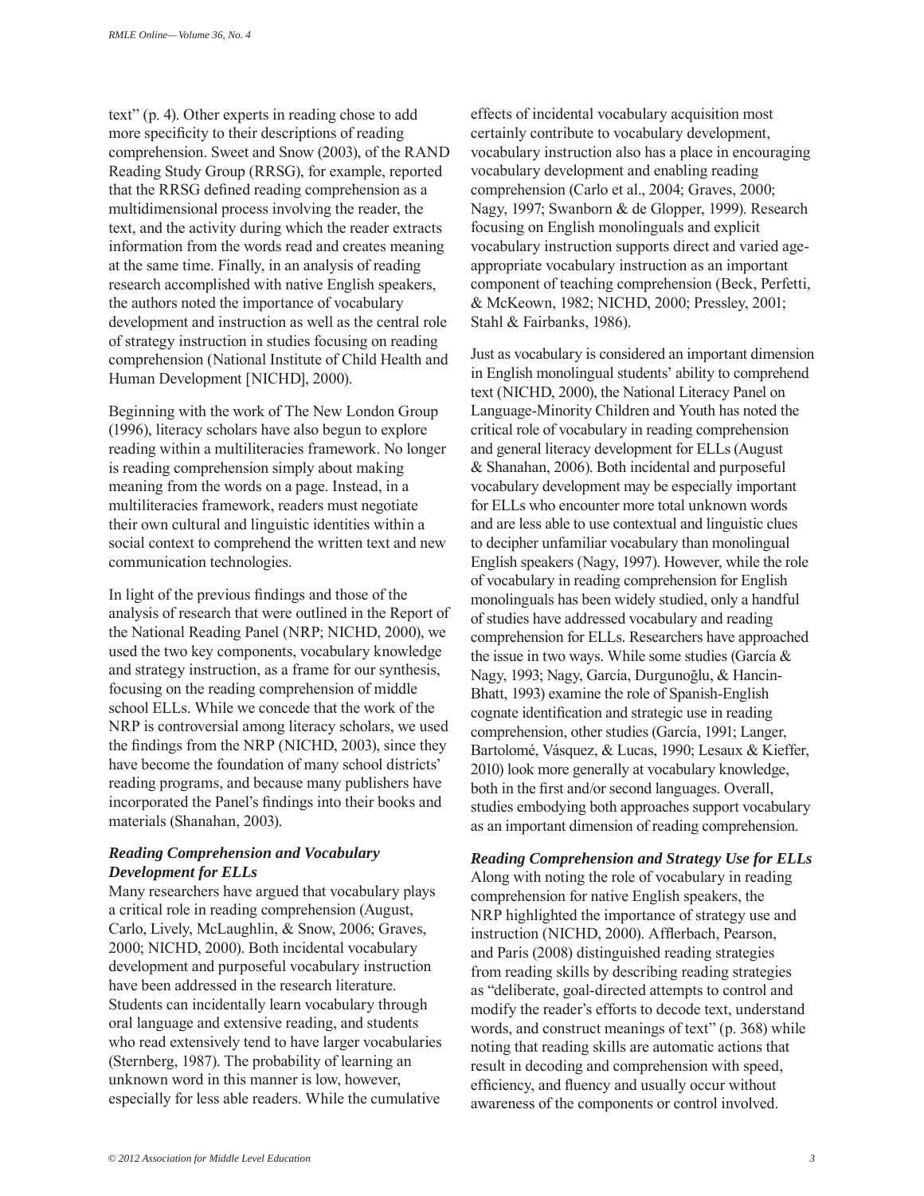text" (p. 4). Other experts in reading chose to add more specificity to their descriptions of reading comprehension. Sweet and Snow (2003), of the RAND Reading Study Group (RRSG), for example, reported that the RRSG defined reading comprehension as a multidimensional process involving the reader, the text, and the activity during which the reader extracts information from the words read and creates meaning at the same time. Finally, in an analysis of reading research accomplished with native English speakers, the authors noted the importance of vocabulary development and instruction as well as the central role of strategy instruction in studies focusing on reading comprehension (National Institute of Child Health and Human Development [NICHD], 2000).

Beginning with the work of The New London Group (1996), literacy scholars have also begun to explore reading within a multiliteracies framework. No longer is reading comprehension simply about making meaning from the words on a page. Instead, in a multiliteracies framework, readers must negotiate their own cultural and linguistic identities within a social context to comprehend the written text and new communication technologies.

In light of the previous findings and those of the analysis of research that were outlined in the Report of the National Reading Panel (NRP; NICHD, 2000), we used the two key components, vocabulary knowledge and strategy instruction, as a frame for our synthesis, focusing on the reading comprehension of middle school ELLs. While we concede that the work of the NRP is controversial among literacy scholars, we used the findings from the NRP (NICHD, 2003), since they have become the foundation of many school districts' reading programs, and because many publishers have incorporated the Panel's findings into their books and materials (Shanahan, 2003).

### *Reading Comprehension and Vocabulary Development for ELLs*

Many researchers have argued that vocabulary plays a critical role in reading comprehension (August, Carlo, Lively, McLaughlin, & Snow, 2006; Graves, 2000; NICHD, 2000). Both incidental vocabulary development and purposeful vocabulary instruction have been addressed in the research literature. Students can incidentally learn vocabulary through oral language and extensive reading, and students who read extensively tend to have larger vocabularies (Sternberg, 1987). The probability of learning an unknown word in this manner is low, however, especially for less able readers. While the cumulative effects of incidental vocabulary acquisition most certainly contribute to vocabulary development, vocabulary instruction also has a place in encouraging vocabulary development and enabling reading comprehension (Carlo et al., 2004; Graves, 2000; Nagy, 1997; Swanborn & de Glopper, 1999). Research focusing on English monolinguals and explicit vocabulary instruction supports direct and varied age-appropriate vocabulary instruction as an important component of teaching comprehension (Beck, Perfetti, & McKeown, 1982; NICHD, 2000; Pressley, 2001; Stahl & Fairbanks, 1986).

Just as vocabulary is considered an important dimension in English monolingual students' ability to comprehend text (NICHD, 2000), the National Literacy Panel on Language-Minority Children and Youth has noted the critical role of vocabulary in reading comprehension and general literacy development for ELLs (August & Shanahan, 2006). Both incidental and purposeful vocabulary development may be especially important for ELLs who encounter more total unknown words and are less able to use contextual and linguistic clues to decipher unfamiliar vocabulary than monolingual English speakers (Nagy, 1997). However, while the role of vocabulary in reading comprehension for English monolinguals has been widely studied, only a handful of studies have addressed vocabulary and reading comprehension for ELLs. Researchers have approached the issue in two ways. While some studies (García & Nagy, 1993; Nagy, García, Durgunoğlu, & Hancin-Bhatt, 1993) examine the role of Spanish-English cognate identification and strategic use in reading comprehension, other studies (García, 1991; Langer, Bartolomé, Vásquez, & Lucas, 1990; Lesaux & Kieffer, 2010) look more generally at vocabulary knowledge, both in the first and/or second languages. Overall, studies embodying both approaches support vocabulary as an important dimension of reading comprehension.

### *Reading Comprehension and Strategy Use for ELLs*

Along with noting the role of vocabulary in reading comprehension for native English speakers, the NRP highlighted the importance of strategy use and instruction (NICHD, 2000). Afflerbach, Pearson, and Paris (2008) distinguished reading strategies from reading skills by describing reading strategies as "deliberate, goal-directed attempts to control and modify the reader's efforts to decode text, understand words, and construct meanings of text" (p. 368) while noting that reading skills are automatic actions that result in decoding and comprehension with speed, efficiency, and fluency and usually occur without awareness of the components or control involved.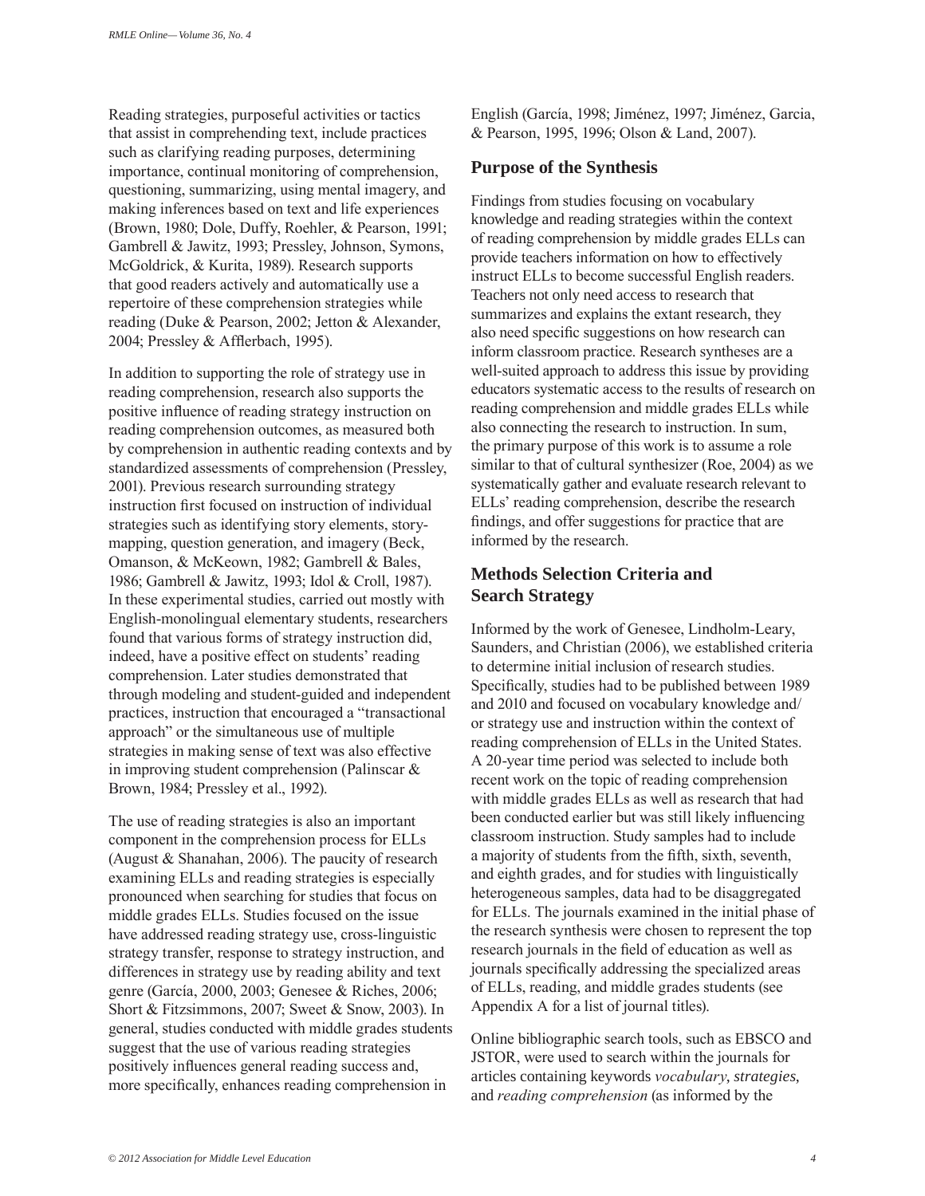Reading strategies, purposeful activities or tactics that assist in comprehending text, include practices such as clarifying reading purposes, determining importance, continual monitoring of comprehension, questioning, summarizing, using mental imagery, and making inferences based on text and life experiences (Brown, 1980; Dole, Duffy, Roehler, & Pearson, 1991; Gambrell & Jawitz, 1993; Pressley, Johnson, Symons, McGoldrick, & Kurita, 1989). Research supports that good readers actively and automatically use a repertoire of these comprehension strategies while reading (Duke & Pearson, 2002; Jetton & Alexander, 2004; Pressley & Afflerbach, 1995).

In addition to supporting the role of strategy use in reading comprehension, research also supports the positive influence of reading strategy instruction on reading comprehension outcomes, as measured both by comprehension in authentic reading contexts and by standardized assessments of comprehension (Pressley, 2001). Previous research surrounding strategy instruction first focused on instruction of individual strategies such as identifying story elements, story-mapping, question generation, and imagery (Beck, Omanson, & McKeown, 1982; Gambrell & Bales, 1986; Gambrell & Jawitz, 1993; Idol & Croll, 1987). In these experimental studies, carried out mostly with English-monolingual elementary students, researchers found that various forms of strategy instruction did, indeed, have a positive effect on students' reading comprehension. Later studies demonstrated that through modeling and student-guided and independent practices, instruction that encouraged a "transactional approach" or the simultaneous use of multiple strategies in making sense of text was also effective in improving student comprehension (Palinscar & Brown, 1984; Pressley et al., 1992).

The use of reading strategies is also an important component in the comprehension process for ELLs (August & Shanahan, 2006). The paucity of research examining ELLs and reading strategies is especially pronounced when searching for studies that focus on middle grades ELLs. Studies focused on the issue have addressed reading strategy use, cross-linguistic strategy transfer, response to strategy instruction, and differences in strategy use by reading ability and text genre (García, 2000, 2003; Genesee & Riches, 2006; Short & Fitzsimmons, 2007; Sweet & Snow, 2003). In general, studies conducted with middle grades students suggest that the use of various reading strategies positively influences general reading success and, more specifically, enhances reading comprehension in English (García, 1998; Jiménez, 1997; Jiménez, Garcia, & Pearson, 1995, 1996; Olson & Land, 2007).

## Purpose of the Synthesis

Findings from studies focusing on vocabulary knowledge and reading strategies within the context of reading comprehension by middle grades ELLs can provide teachers information on how to effectively instruct ELLs to become successful English readers. Teachers not only need access to research that summarizes and explains the extant research, they also need specific suggestions on how research can inform classroom practice. Research syntheses are a well-suited approach to address this issue by providing educators systematic access to the results of research on reading comprehension and middle grades ELLs while also connecting the research to instruction. In sum, the primary purpose of this work is to assume a role similar to that of cultural synthesizer (Roe, 2004) as we systematically gather and evaluate research relevant to ELLs' reading comprehension, describe the research findings, and offer suggestions for practice that are informed by the research.

## Methods Selection Criteria and Search Strategy

Informed by the work of Genesee, Lindholm-Leary, Saunders, and Christian (2006), we established criteria to determine initial inclusion of research studies. Specifically, studies had to be published between 1989 and 2010 and focused on vocabulary knowledge and/or strategy use and instruction within the context of reading comprehension of ELLs in the United States. A 20-year time period was selected to include both recent work on the topic of reading comprehension with middle grades ELLs as well as research that had been conducted earlier but was still likely influencing classroom instruction. Study samples had to include a majority of students from the fifth, sixth, seventh, and eighth grades, and for studies with linguistically heterogeneous samples, data had to be disaggregated for ELLs. The journals examined in the initial phase of the research synthesis were chosen to represent the top research journals in the field of education as well as journals specifically addressing the specialized areas of ELLs, reading, and middle grades students (see Appendix A for a list of journal titles).

Online bibliographic search tools, such as EBSCO and JSTOR, were used to search within the journals for articles containing keywords *vocabulary*, *strategies*, and *reading comprehension* (as informed by the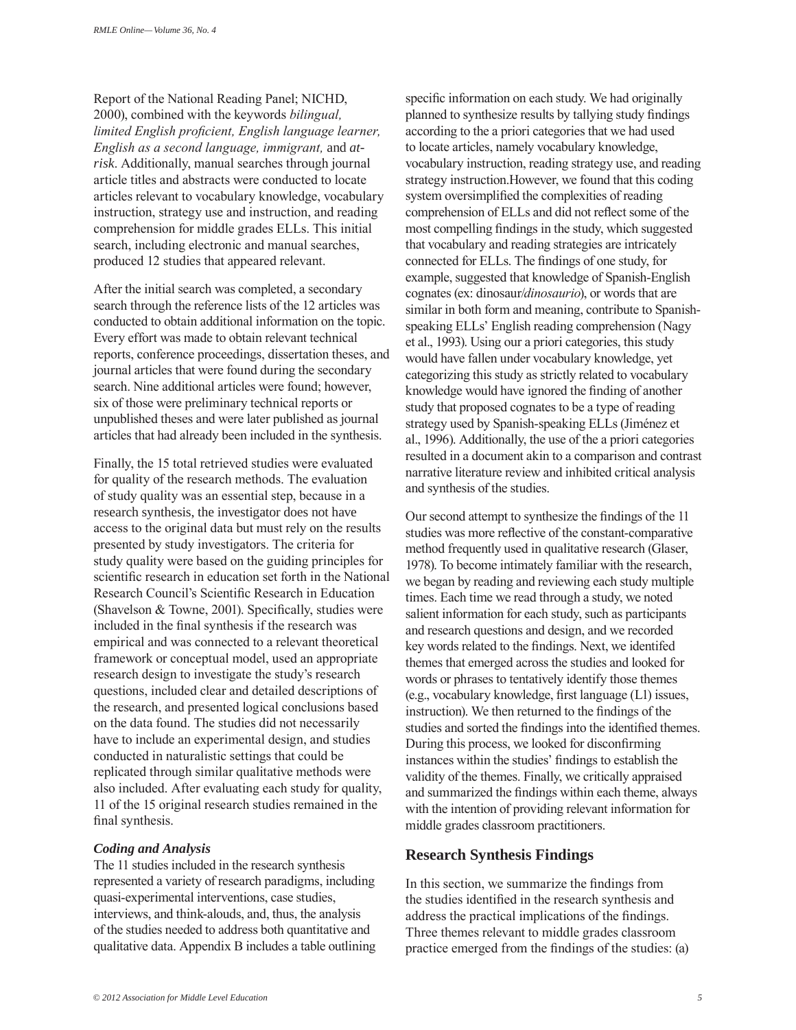Report of the National Reading Panel; NICHD, 2000), combined with the keywords *bilingual, limited English proficient, English language learner, English as a second language, immigrant,* and *at-risk*. Additionally, manual searches through journal article titles and abstracts were conducted to locate articles relevant to vocabulary knowledge, vocabulary instruction, strategy use and instruction, and reading comprehension for middle grades ELLs. This initial search, including electronic and manual searches, produced 12 studies that appeared relevant.

After the initial search was completed, a secondary search through the reference lists of the 12 articles was conducted to obtain additional information on the topic. Every effort was made to obtain relevant technical reports, conference proceedings, dissertation theses, and journal articles that were found during the secondary search. Nine additional articles were found; however, six of those were preliminary technical reports or unpublished theses and were later published as journal articles that had already been included in the synthesis.

Finally, the 15 total retrieved studies were evaluated for quality of the research methods. The evaluation of study quality was an essential step, because in a research synthesis, the investigator does not have access to the original data but must rely on the results presented by study investigators. The criteria for study quality were based on the guiding principles for scientific research in education set forth in the National Research Council's Scientific Research in Education (Shavelson & Towne, 2001). Specifically, studies were included in the final synthesis if the research was empirical and was connected to a relevant theoretical framework or conceptual model, used an appropriate research design to investigate the study's research questions, included clear and detailed descriptions of the research, and presented logical conclusions based on the data found. The studies did not necessarily have to include an experimental design, and studies conducted in naturalistic settings that could be replicated through similar qualitative methods were also included. After evaluating each study for quality, 11 of the 15 original research studies remained in the final synthesis.

### *Coding and Analysis*

The 11 studies included in the research synthesis represented a variety of research paradigms, including quasi-experimental interventions, case studies, interviews, and think-alouds, and, thus, the analysis of the studies needed to address both quantitative and qualitative data. Appendix B includes a table outlining specific information on each study. We had originally planned to synthesize results by tallying study findings according to the a priori categories that we had used to locate articles, namely vocabulary knowledge, vocabulary instruction, reading strategy use, and reading strategy instruction.However, we found that this coding system oversimplified the complexities of reading comprehension of ELLs and did not reflect some of the most compelling findings in the study, which suggested that vocabulary and reading strategies are intricately connected for ELLs. The findings of one study, for example, suggested that knowledge of Spanish-English cognates (ex: dinosaur/*dinosaurio*), or words that are similar in both form and meaning, contribute to Spanish-speaking ELLs' English reading comprehension (Nagy et al., 1993). Using our a priori categories, this study would have fallen under vocabulary knowledge, yet categorizing this study as strictly related to vocabulary knowledge would have ignored the finding of another study that proposed cognates to be a type of reading strategy used by Spanish-speaking ELLs (Jiménez et al., 1996). Additionally, the use of the a priori categories resulted in a document akin to a comparison and contrast narrative literature review and inhibited critical analysis and synthesis of the studies.

Our second attempt to synthesize the findings of the 11 studies was more reflective of the constant-comparative method frequently used in qualitative research (Glaser, 1978). To become intimately familiar with the research, we began by reading and reviewing each study multiple times. Each time we read through a study, we noted salient information for each study, such as participants and research questions and design, and we recorded key words related to the findings. Next, we identifed themes that emerged across the studies and looked for words or phrases to tentatively identify those themes (e.g., vocabulary knowledge, first language (L1) issues, instruction). We then returned to the findings of the studies and sorted the findings into the identified themes. During this process, we looked for disconfirming instances within the studies' findings to establish the validity of the themes. Finally, we critically appraised and summarized the findings within each theme, always with the intention of providing relevant information for middle grades classroom practitioners.

## Research Synthesis Findings

In this section, we summarize the findings from the studies identified in the research synthesis and address the practical implications of the findings. Three themes relevant to middle grades classroom practice emerged from the findings of the studies: (a)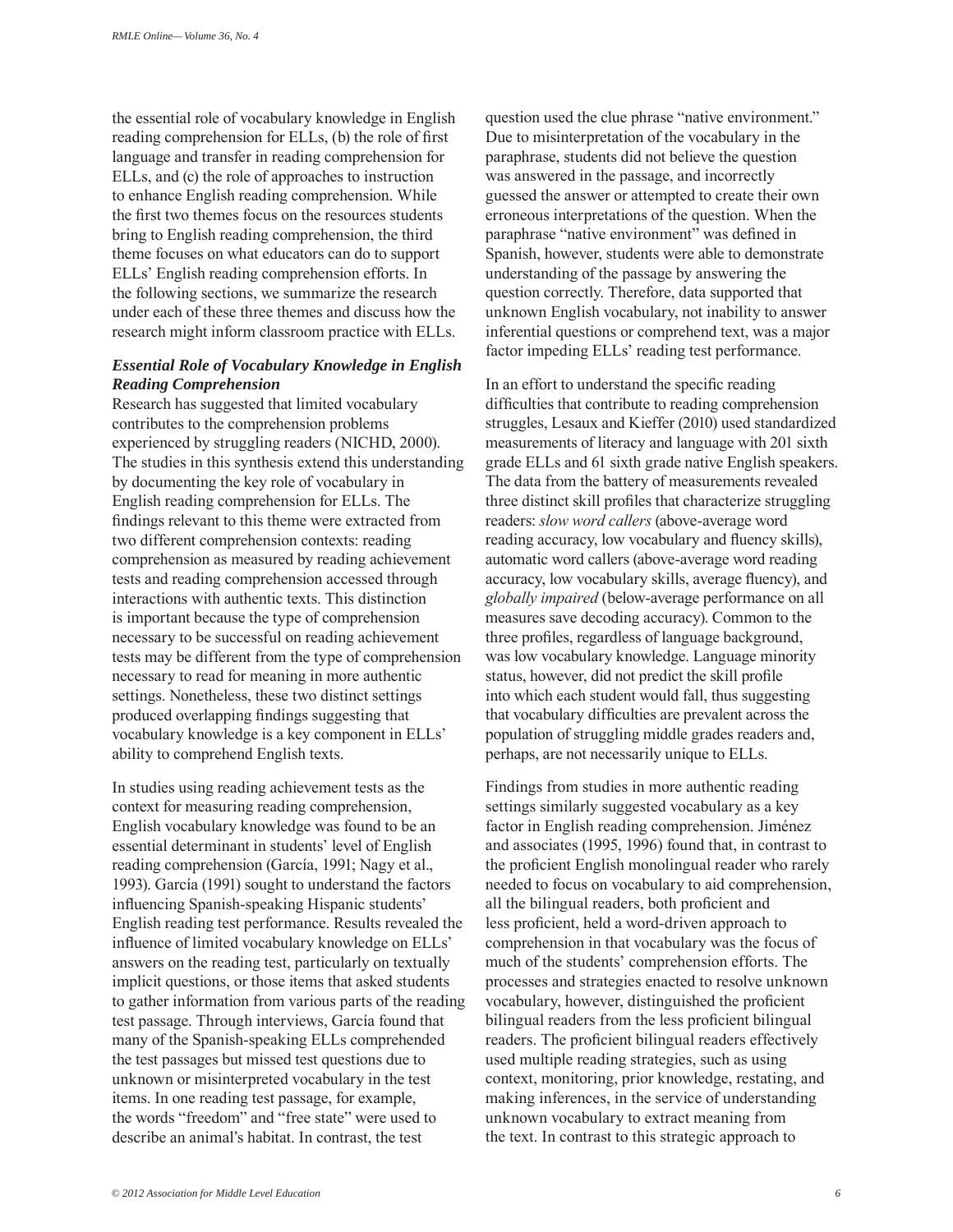the essential role of vocabulary knowledge in English reading comprehension for ELLs, (b) the role of first language and transfer in reading comprehension for ELLs, and (c) the role of approaches to instruction to enhance English reading comprehension. While the first two themes focus on the resources students bring to English reading comprehension, the third theme focuses on what educators can do to support ELLs' English reading comprehension efforts. In the following sections, we summarize the research under each of these three themes and discuss how the research might inform classroom practice with ELLs.

### *Essential Role of Vocabulary Knowledge in English Reading Comprehension*

Research has suggested that limited vocabulary contributes to the comprehension problems experienced by struggling readers (NICHD, 2000). The studies in this synthesis extend this understanding by documenting the key role of vocabulary in English reading comprehension for ELLs. The findings relevant to this theme were extracted from two different comprehension contexts: reading comprehension as measured by reading achievement tests and reading comprehension accessed through interactions with authentic texts. This distinction is important because the type of comprehension necessary to be successful on reading achievement tests may be different from the type of comprehension necessary to read for meaning in more authentic settings. Nonetheless, these two distinct settings produced overlapping findings suggesting that vocabulary knowledge is a key component in ELLs' ability to comprehend English texts.

In studies using reading achievement tests as the context for measuring reading comprehension, English vocabulary knowledge was found to be an essential determinant in students' level of English reading comprehension (García, 1991; Nagy et al., 1993). García (1991) sought to understand the factors influencing Spanish-speaking Hispanic students' English reading test performance. Results revealed the influence of limited vocabulary knowledge on ELLs' answers on the reading test, particularly on textually implicit questions, or those items that asked students to gather information from various parts of the reading test passage. Through interviews, García found that many of the Spanish-speaking ELLs comprehended the test passages but missed test questions due to unknown or misinterpreted vocabulary in the test items. In one reading test passage, for example, the words "freedom" and "free state" were used to describe an animal's habitat. In contrast, the test question used the clue phrase "native environment." Due to misinterpretation of the vocabulary in the paraphrase, students did not believe the question was answered in the passage, and incorrectly guessed the answer or attempted to create their own erroneous interpretations of the question. When the paraphrase "native environment" was defined in Spanish, however, students were able to demonstrate understanding of the passage by answering the question correctly. Therefore, data supported that unknown English vocabulary, not inability to answer inferential questions or comprehend text, was a major factor impeding ELLs' reading test performance.

In an effort to understand the specific reading difficulties that contribute to reading comprehension struggles, Lesaux and Kieffer (2010) used standardized measurements of literacy and language with 201 sixth grade ELLs and 61 sixth grade native English speakers. The data from the battery of measurements revealed three distinct skill profiles that characterize struggling readers: *slow word callers* (above-average word reading accuracy, low vocabulary and fluency skills), automatic word callers (above-average word reading accuracy, low vocabulary skills, average fluency), and *globally impaired* (below-average performance on all measures save decoding accuracy). Common to the three profiles, regardless of language background, was low vocabulary knowledge. Language minority status, however, did not predict the skill profile into which each student would fall, thus suggesting that vocabulary difficulties are prevalent across the population of struggling middle grades readers and, perhaps, are not necessarily unique to ELLs.

Findings from studies in more authentic reading settings similarly suggested vocabulary as a key factor in English reading comprehension. Jiménez and associates (1995, 1996) found that, in contrast to the proficient English monolingual reader who rarely needed to focus on vocabulary to aid comprehension, all the bilingual readers, both proficient and less proficient, held a word-driven approach to comprehension in that vocabulary was the focus of much of the students' comprehension efforts. The processes and strategies enacted to resolve unknown vocabulary, however, distinguished the proficient bilingual readers from the less proficient bilingual readers. The proficient bilingual readers effectively used multiple reading strategies, such as using context, monitoring, prior knowledge, restating, and making inferences, in the service of understanding unknown vocabulary to extract meaning from the text. In contrast to this strategic approach to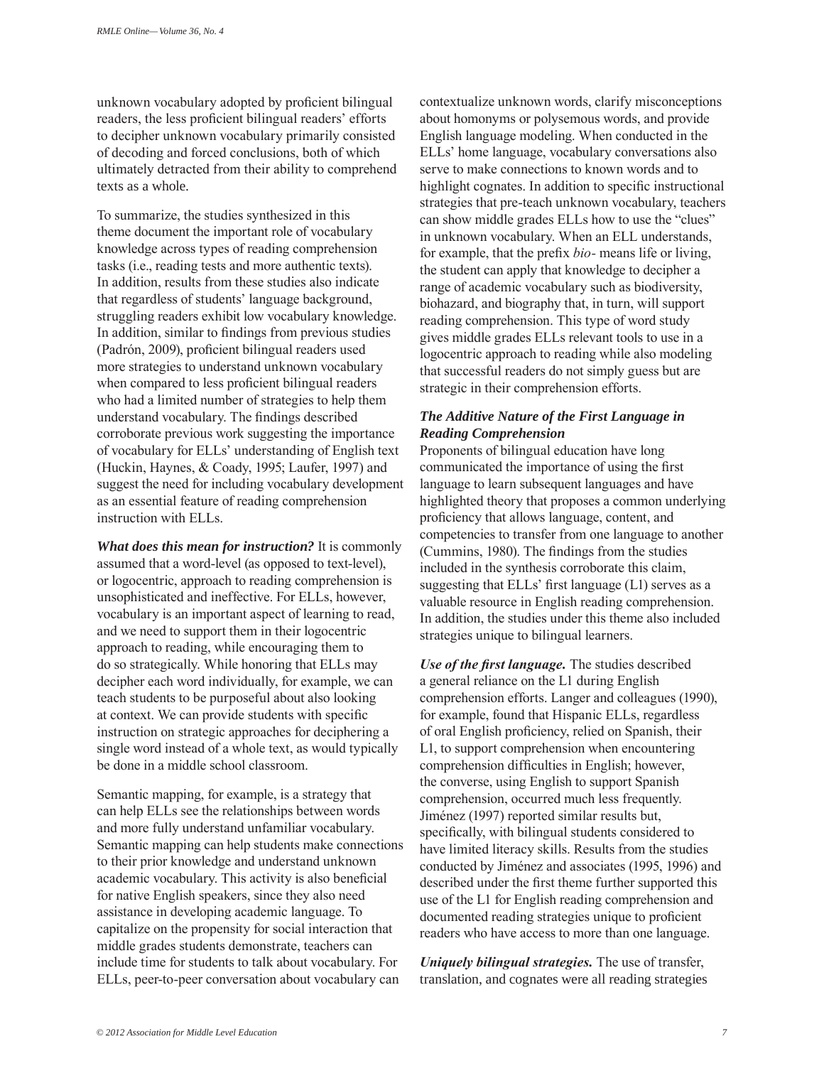unknown vocabulary adopted by proficient bilingual readers, the less proficient bilingual readers' efforts to decipher unknown vocabulary primarily consisted of decoding and forced conclusions, both of which ultimately detracted from their ability to comprehend texts as a whole.

To summarize, the studies synthesized in this theme document the important role of vocabulary knowledge across types of reading comprehension tasks (i.e., reading tests and more authentic texts). In addition, results from these studies also indicate that regardless of students' language background, struggling readers exhibit low vocabulary knowledge. In addition, similar to findings from previous studies (Padrón, 2009), proficient bilingual readers used more strategies to understand unknown vocabulary when compared to less proficient bilingual readers who had a limited number of strategies to help them understand vocabulary. The findings described corroborate previous work suggesting the importance of vocabulary for ELLs' understanding of English text (Huckin, Haynes, & Coady, 1995; Laufer, 1997) and suggest the need for including vocabulary development as an essential feature of reading comprehension instruction with ELLs.

***What does this mean for instruction?*** It is commonly assumed that a word-level (as opposed to text-level), or logocentric, approach to reading comprehension is unsophisticated and ineffective. For ELLs, however, vocabulary is an important aspect of learning to read, and we need to support them in their logocentric approach to reading, while encouraging them to do so strategically. While honoring that ELLs may decipher each word individually, for example, we can teach students to be purposeful about also looking at context. We can provide students with specific instruction on strategic approaches for deciphering a single word instead of a whole text, as would typically be done in a middle school classroom.

Semantic mapping, for example, is a strategy that can help ELLs see the relationships between words and more fully understand unfamiliar vocabulary. Semantic mapping can help students make connections to their prior knowledge and understand unknown academic vocabulary. This activity is also beneficial for native English speakers, since they also need assistance in developing academic language. To capitalize on the propensity for social interaction that middle grades students demonstrate, teachers can include time for students to talk about vocabulary. For ELLs, peer-to-peer conversation about vocabulary can contextualize unknown words, clarify misconceptions about homonyms or polysemous words, and provide English language modeling. When conducted in the ELLs' home language, vocabulary conversations also serve to make connections to known words and to highlight cognates. In addition to specific instructional strategies that pre-teach unknown vocabulary, teachers can show middle grades ELLs how to use the "clues" in unknown vocabulary. When an ELL understands, for example, that the prefix *bio-* means life or living, the student can apply that knowledge to decipher a range of academic vocabulary such as biodiversity, biohazard, and biography that, in turn, will support reading comprehension. This type of word study gives middle grades ELLs relevant tools to use in a logocentric approach to reading while also modeling that successful readers do not simply guess but are strategic in their comprehension efforts.

### *The Additive Nature of the First Language in Reading Comprehension*

Proponents of bilingual education have long communicated the importance of using the first language to learn subsequent languages and have highlighted theory that proposes a common underlying proficiency that allows language, content, and competencies to transfer from one language to another (Cummins, 1980). The findings from the studies included in the synthesis corroborate this claim, suggesting that ELLs' first language (L1) serves as a valuable resource in English reading comprehension. In addition, the studies under this theme also included strategies unique to bilingual learners.

***Use of the first language.*** The studies described a general reliance on the L1 during English comprehension efforts. Langer and colleagues (1990), for example, found that Hispanic ELLs, regardless of oral English proficiency, relied on Spanish, their L1, to support comprehension when encountering comprehension difficulties in English; however, the converse, using English to support Spanish comprehension, occurred much less frequently. Jiménez (1997) reported similar results but, specifically, with bilingual students considered to have limited literacy skills. Results from the studies conducted by Jiménez and associates (1995, 1996) and described under the first theme further supported this use of the L1 for English reading comprehension and documented reading strategies unique to proficient readers who have access to more than one language.

***Uniquely bilingual strategies.*** The use of transfer, translation, and cognates were all reading strategies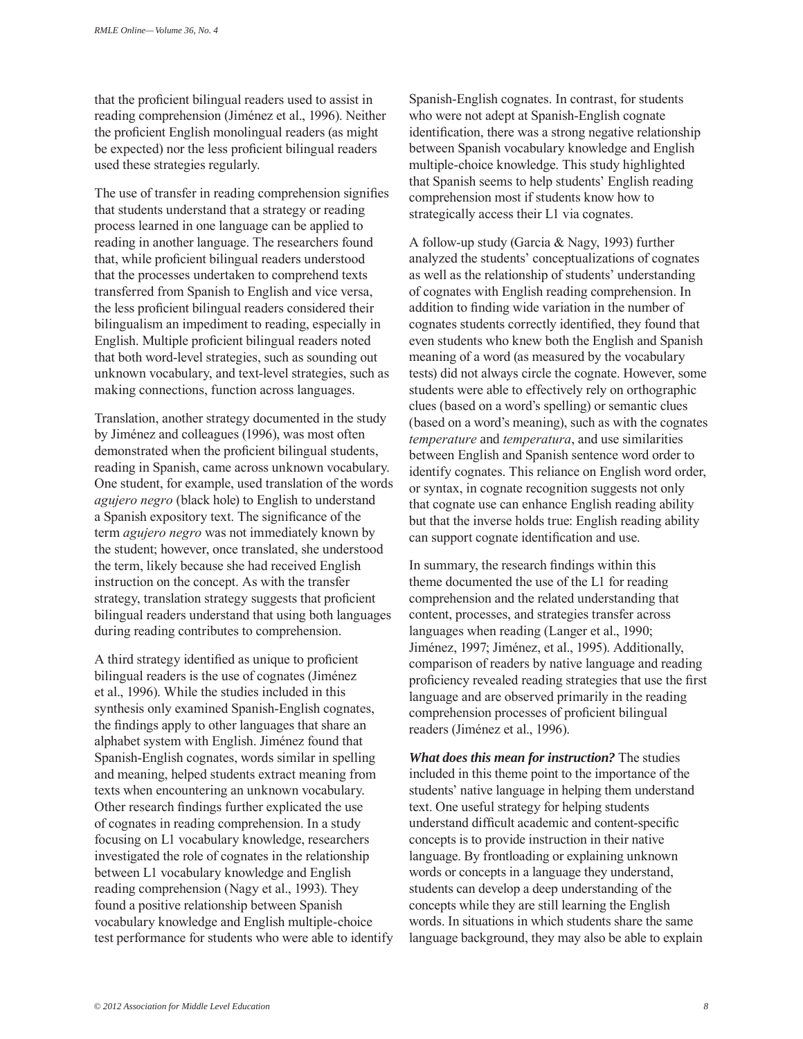that the proficient bilingual readers used to assist in reading comprehension (Jiménez et al., 1996). Neither the proficient English monolingual readers (as might be expected) nor the less proficient bilingual readers used these strategies regularly.

The use of transfer in reading comprehension signifies that students understand that a strategy or reading process learned in one language can be applied to reading in another language. The researchers found that, while proficient bilingual readers understood that the processes undertaken to comprehend texts transferred from Spanish to English and vice versa, the less proficient bilingual readers considered their bilingualism an impediment to reading, especially in English. Multiple proficient bilingual readers noted that both word-level strategies, such as sounding out unknown vocabulary, and text-level strategies, such as making connections, function across languages.

Translation, another strategy documented in the study by Jiménez and colleagues (1996), was most often demonstrated when the proficient bilingual students, reading in Spanish, came across unknown vocabulary. One student, for example, used translation of the words *agujero negro* (black hole) to English to understand a Spanish expository text. The significance of the term *agujero negro* was not immediately known by the student; however, once translated, she understood the term, likely because she had received English instruction on the concept. As with the transfer strategy, translation strategy suggests that proficient bilingual readers understand that using both languages during reading contributes to comprehension.

A third strategy identified as unique to proficient bilingual readers is the use of cognates (Jiménez et al., 1996). While the studies included in this synthesis only examined Spanish-English cognates, the findings apply to other languages that share an alphabet system with English. Jiménez found that Spanish-English cognates, words similar in spelling and meaning, helped students extract meaning from texts when encountering an unknown vocabulary. Other research findings further explicated the use of cognates in reading comprehension. In a study focusing on L1 vocabulary knowledge, researchers investigated the role of cognates in the relationship between L1 vocabulary knowledge and English reading comprehension (Nagy et al., 1993). They found a positive relationship between Spanish vocabulary knowledge and English multiple-choice test performance for students who were able to identify Spanish-English cognates. In contrast, for students who were not adept at Spanish-English cognate identification, there was a strong negative relationship between Spanish vocabulary knowledge and English multiple-choice knowledge. This study highlighted that Spanish seems to help students' English reading comprehension most if students know how to strategically access their L1 via cognates.

A follow-up study (Garcia & Nagy, 1993) further analyzed the students' conceptualizations of cognates as well as the relationship of students' understanding of cognates with English reading comprehension. In addition to finding wide variation in the number of cognates students correctly identified, they found that even students who knew both the English and Spanish meaning of a word (as measured by the vocabulary tests) did not always circle the cognate. However, some students were able to effectively rely on orthographic clues (based on a word's spelling) or semantic clues (based on a word's meaning), such as with the cognates *temperature* and *temperatura*, and use similarities between English and Spanish sentence word order to identify cognates. This reliance on English word order, or syntax, in cognate recognition suggests not only that cognate use can enhance English reading ability but that the inverse holds true: English reading ability can support cognate identification and use.

In summary, the research findings within this theme documented the use of the L1 for reading comprehension and the related understanding that content, processes, and strategies transfer across languages when reading (Langer et al., 1990; Jiménez, 1997; Jiménez, et al., 1995). Additionally, comparison of readers by native language and reading proficiency revealed reading strategies that use the first language and are observed primarily in the reading comprehension processes of proficient bilingual readers (Jiménez et al., 1996).

***What does this mean for instruction?*** The studies included in this theme point to the importance of the students' native language in helping them understand text. One useful strategy for helping students understand difficult academic and content-specific concepts is to provide instruction in their native language. By frontloading or explaining unknown words or concepts in a language they understand, students can develop a deep understanding of the concepts while they are still learning the English words. In situations in which students share the same language background, they may also be able to explain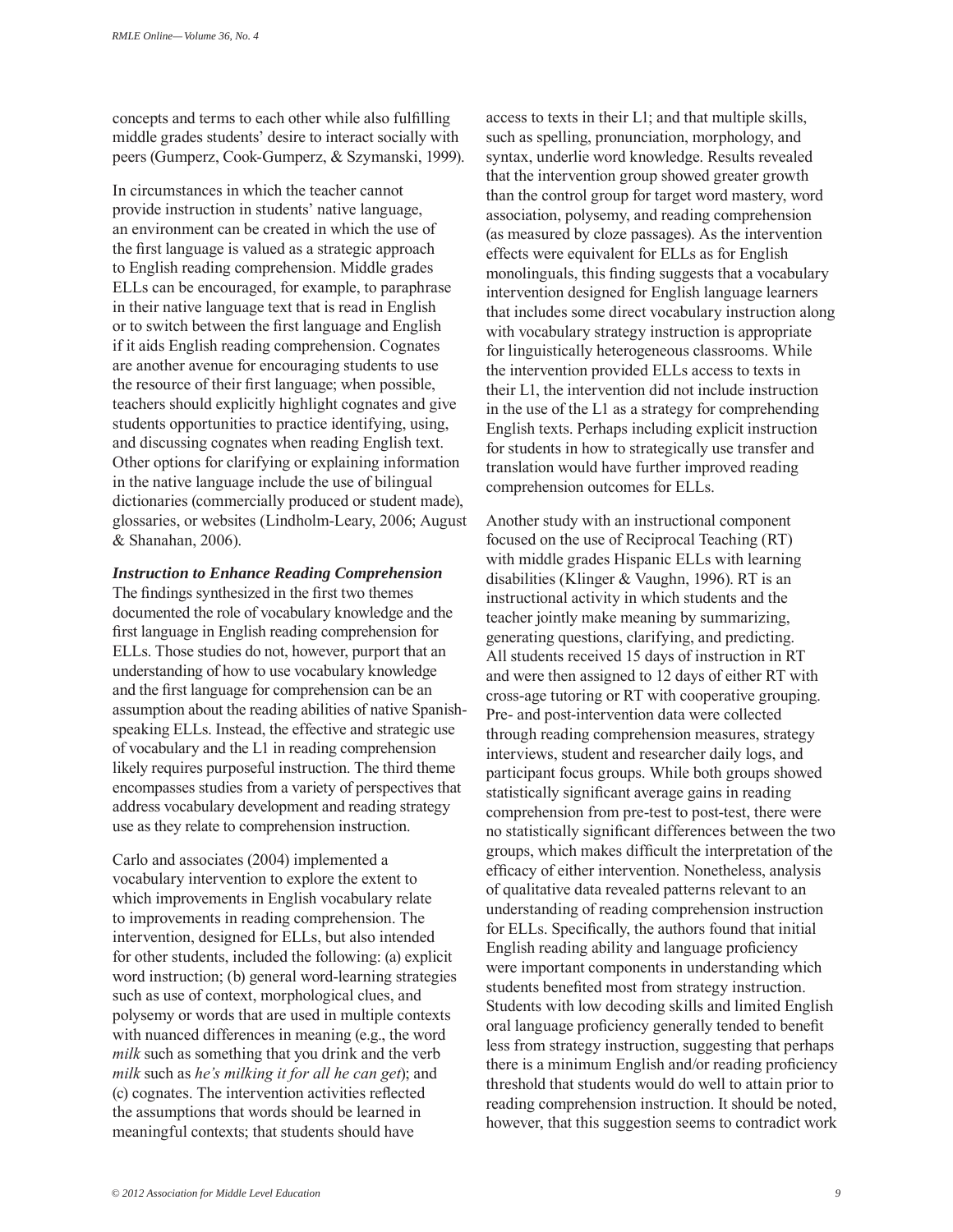concepts and terms to each other while also fulfilling middle grades students' desire to interact socially with peers (Gumperz, Cook-Gumperz, & Szymanski, 1999).

In circumstances in which the teacher cannot provide instruction in students' native language, an environment can be created in which the use of the first language is valued as a strategic approach to English reading comprehension. Middle grades ELLs can be encouraged, for example, to paraphrase in their native language text that is read in English or to switch between the first language and English if it aids English reading comprehension. Cognates are another avenue for encouraging students to use the resource of their first language; when possible, teachers should explicitly highlight cognates and give students opportunities to practice identifying, using, and discussing cognates when reading English text. Other options for clarifying or explaining information in the native language include the use of bilingual dictionaries (commercially produced or student made), glossaries, or websites (Lindholm-Leary, 2006; August & Shanahan, 2006).

***Instruction to Enhance Reading Comprehension***

The findings synthesized in the first two themes documented the role of vocabulary knowledge and the first language in English reading comprehension for ELLs. Those studies do not, however, purport that an understanding of how to use vocabulary knowledge and the first language for comprehension can be an assumption about the reading abilities of native Spanish-speaking ELLs. Instead, the effective and strategic use of vocabulary and the L1 in reading comprehension likely requires purposeful instruction. The third theme encompasses studies from a variety of perspectives that address vocabulary development and reading strategy use as they relate to comprehension instruction.

Carlo and associates (2004) implemented a vocabulary intervention to explore the extent to which improvements in English vocabulary relate to improvements in reading comprehension. The intervention, designed for ELLs, but also intended for other students, included the following: (a) explicit word instruction; (b) general word-learning strategies such as use of context, morphological clues, and polysemy or words that are used in multiple contexts with nuanced differences in meaning (e.g., the word *milk* such as something that you drink and the verb *milk* such as *he's milking it for all he can get*); and (c) cognates. The intervention activities reflected the assumptions that words should be learned in meaningful contexts; that students should have access to texts in their L1; and that multiple skills, such as spelling, pronunciation, morphology, and syntax, underlie word knowledge. Results revealed that the intervention group showed greater growth than the control group for target word mastery, word association, polysemy, and reading comprehension (as measured by cloze passages). As the intervention effects were equivalent for ELLs as for English monolinguals, this finding suggests that a vocabulary intervention designed for English language learners that includes some direct vocabulary instruction along with vocabulary strategy instruction is appropriate for linguistically heterogeneous classrooms. While the intervention provided ELLs access to texts in their L1, the intervention did not include instruction in the use of the L1 as a strategy for comprehending English texts. Perhaps including explicit instruction for students in how to strategically use transfer and translation would have further improved reading comprehension outcomes for ELLs.

Another study with an instructional component focused on the use of Reciprocal Teaching (RT) with middle grades Hispanic ELLs with learning disabilities (Klinger & Vaughn, 1996). RT is an instructional activity in which students and the teacher jointly make meaning by summarizing, generating questions, clarifying, and predicting. All students received 15 days of instruction in RT and were then assigned to 12 days of either RT with cross-age tutoring or RT with cooperative grouping. Pre- and post-intervention data were collected through reading comprehension measures, strategy interviews, student and researcher daily logs, and participant focus groups. While both groups showed statistically significant average gains in reading comprehension from pre-test to post-test, there were no statistically significant differences between the two groups, which makes difficult the interpretation of the efficacy of either intervention. Nonetheless, analysis of qualitative data revealed patterns relevant to an understanding of reading comprehension instruction for ELLs. Specifically, the authors found that initial English reading ability and language proficiency were important components in understanding which students benefited most from strategy instruction. Students with low decoding skills and limited English oral language proficiency generally tended to benefit less from strategy instruction, suggesting that perhaps there is a minimum English and/or reading proficiency threshold that students would do well to attain prior to reading comprehension instruction. It should be noted, however, that this suggestion seems to contradict work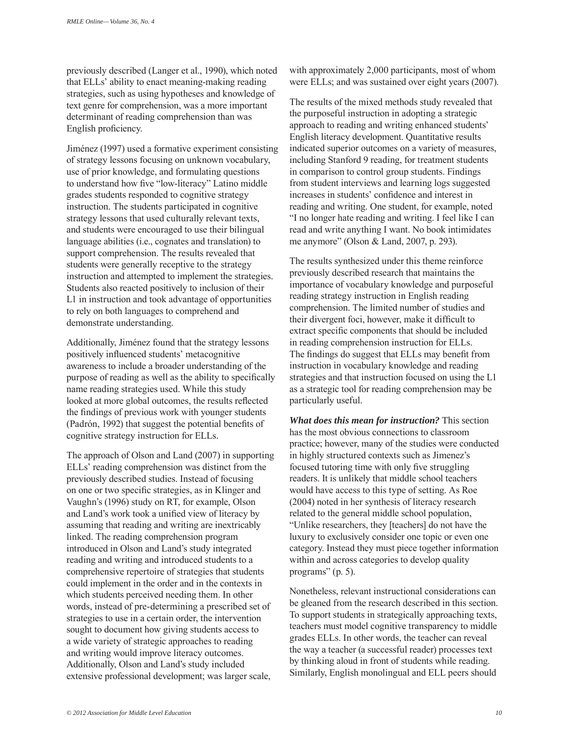previously described (Langer et al., 1990), which noted that ELLs' ability to enact meaning-making reading strategies, such as using hypotheses and knowledge of text genre for comprehension, was a more important determinant of reading comprehension than was English proficiency.

Jiménez (1997) used a formative experiment consisting of strategy lessons focusing on unknown vocabulary, use of prior knowledge, and formulating questions to understand how five "low-literacy" Latino middle grades students responded to cognitive strategy instruction. The students participated in cognitive strategy lessons that used culturally relevant texts, and students were encouraged to use their bilingual language abilities (i.e., cognates and translation) to support comprehension. The results revealed that students were generally receptive to the strategy instruction and attempted to implement the strategies. Students also reacted positively to inclusion of their L1 in instruction and took advantage of opportunities to rely on both languages to comprehend and demonstrate understanding.

Additionally, Jiménez found that the strategy lessons positively influenced students' metacognitive awareness to include a broader understanding of the purpose of reading as well as the ability to specifically name reading strategies used. While this study looked at more global outcomes, the results reflected the findings of previous work with younger students (Padrón, 1992) that suggest the potential benefits of cognitive strategy instruction for ELLs.

The approach of Olson and Land (2007) in supporting ELLs' reading comprehension was distinct from the previously described studies. Instead of focusing on one or two specific strategies, as in Klinger and Vaughn's (1996) study on RT, for example, Olson and Land's work took a unified view of literacy by assuming that reading and writing are inextricably linked. The reading comprehension program introduced in Olson and Land's study integrated reading and writing and introduced students to a comprehensive repertoire of strategies that students could implement in the order and in the contexts in which students perceived needing them. In other words, instead of pre-determining a prescribed set of strategies to use in a certain order, the intervention sought to document how giving students access to a wide variety of strategic approaches to reading and writing would improve literacy outcomes. Additionally, Olson and Land's study included extensive professional development; was larger scale, with approximately 2,000 participants, most of whom were ELLs; and was sustained over eight years (2007).

The results of the mixed methods study revealed that the purposeful instruction in adopting a strategic approach to reading and writing enhanced students' English literacy development. Quantitative results indicated superior outcomes on a variety of measures, including Stanford 9 reading, for treatment students in comparison to control group students. Findings from student interviews and learning logs suggested increases in students' confidence and interest in reading and writing. One student, for example, noted "I no longer hate reading and writing. I feel like I can read and write anything I want. No book intimidates me anymore" (Olson & Land, 2007, p. 293).

The results synthesized under this theme reinforce previously described research that maintains the importance of vocabulary knowledge and purposeful reading strategy instruction in English reading comprehension. The limited number of studies and their divergent foci, however, make it difficult to extract specific components that should be included in reading comprehension instruction for ELLs. The findings do suggest that ELLs may benefit from instruction in vocabulary knowledge and reading strategies and that instruction focused on using the L1 as a strategic tool for reading comprehension may be particularly useful.

***What does this mean for instruction?*** This section has the most obvious connections to classroom practice; however, many of the studies were conducted in highly structured contexts such as Jimenez's focused tutoring time with only five struggling readers. It is unlikely that middle school teachers would have access to this type of setting. As Roe (2004) noted in her synthesis of literacy research related to the general middle school population, "Unlike researchers, they [teachers] do not have the luxury to exclusively consider one topic or even one category. Instead they must piece together information within and across categories to develop quality programs" (p. 5).

Nonetheless, relevant instructional considerations can be gleaned from the research described in this section. To support students in strategically approaching texts, teachers must model cognitive transparency to middle grades ELLs. In other words, the teacher can reveal the way a teacher (a successful reader) processes text by thinking aloud in front of students while reading. Similarly, English monolingual and ELL peers should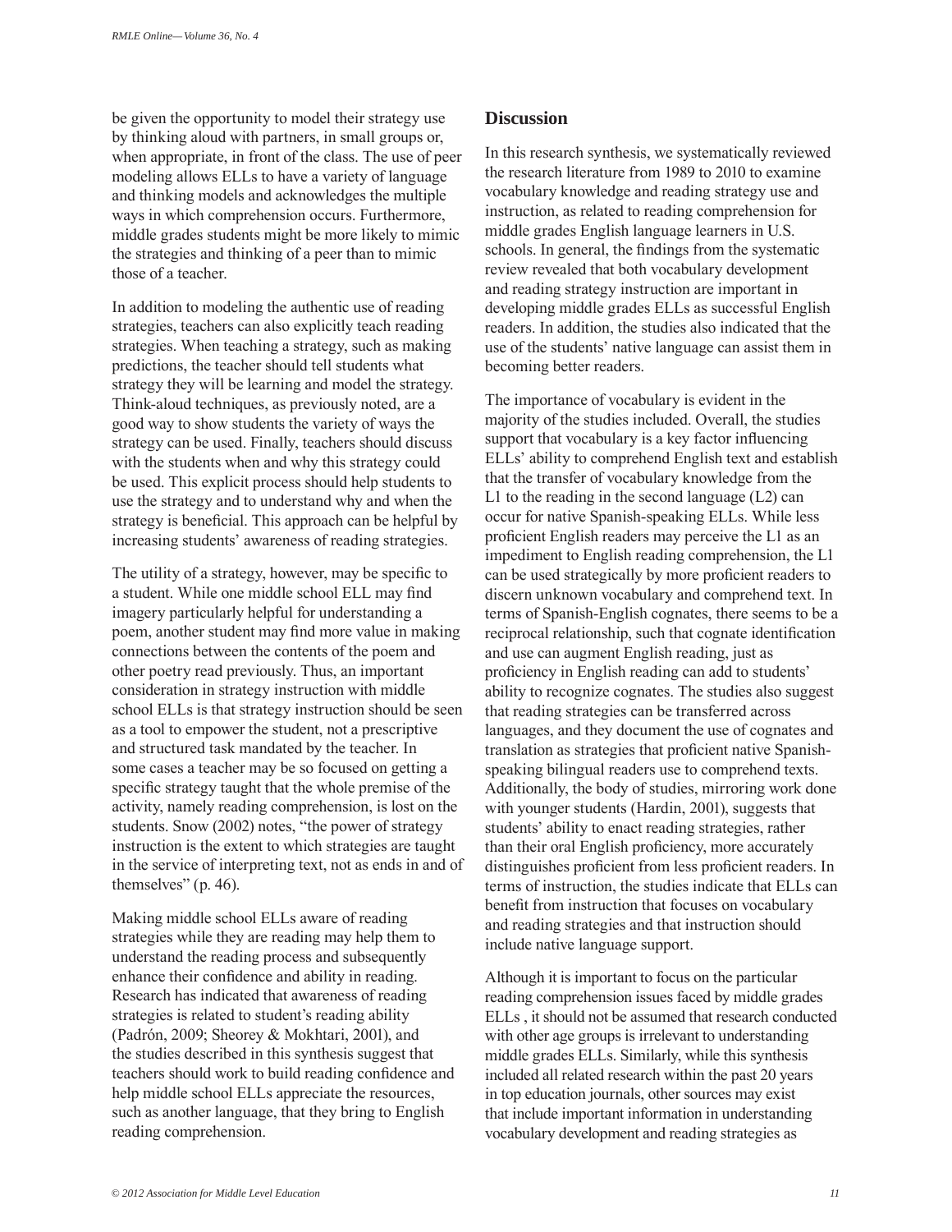be given the opportunity to model their strategy use by thinking aloud with partners, in small groups or, when appropriate, in front of the class. The use of peer modeling allows ELLs to have a variety of language and thinking models and acknowledges the multiple ways in which comprehension occurs. Furthermore, middle grades students might be more likely to mimic the strategies and thinking of a peer than to mimic those of a teacher.

In addition to modeling the authentic use of reading strategies, teachers can also explicitly teach reading strategies. When teaching a strategy, such as making predictions, the teacher should tell students what strategy they will be learning and model the strategy. Think-aloud techniques, as previously noted, are a good way to show students the variety of ways the strategy can be used. Finally, teachers should discuss with the students when and why this strategy could be used. This explicit process should help students to use the strategy and to understand why and when the strategy is beneficial. This approach can be helpful by increasing students' awareness of reading strategies.

The utility of a strategy, however, may be specific to a student. While one middle school ELL may find imagery particularly helpful for understanding a poem, another student may find more value in making connections between the contents of the poem and other poetry read previously. Thus, an important consideration in strategy instruction with middle school ELLs is that strategy instruction should be seen as a tool to empower the student, not a prescriptive and structured task mandated by the teacher. In some cases a teacher may be so focused on getting a specific strategy taught that the whole premise of the activity, namely reading comprehension, is lost on the students. Snow (2002) notes, "the power of strategy instruction is the extent to which strategies are taught in the service of interpreting text, not as ends in and of themselves" (p. 46).

Making middle school ELLs aware of reading strategies while they are reading may help them to understand the reading process and subsequently enhance their confidence and ability in reading. Research has indicated that awareness of reading strategies is related to student's reading ability (Padrón, 2009; Sheorey & Mokhtari, 2001), and the studies described in this synthesis suggest that teachers should work to build reading confidence and help middle school ELLs appreciate the resources, such as another language, that they bring to English reading comprehension.

## Discussion

In this research synthesis, we systematically reviewed the research literature from 1989 to 2010 to examine vocabulary knowledge and reading strategy use and instruction, as related to reading comprehension for middle grades English language learners in U.S. schools. In general, the findings from the systematic review revealed that both vocabulary development and reading strategy instruction are important in developing middle grades ELLs as successful English readers. In addition, the studies also indicated that the use of the students' native language can assist them in becoming better readers.

The importance of vocabulary is evident in the majority of the studies included. Overall, the studies support that vocabulary is a key factor influencing ELLs' ability to comprehend English text and establish that the transfer of vocabulary knowledge from the L1 to the reading in the second language (L2) can occur for native Spanish-speaking ELLs. While less proficient English readers may perceive the L1 as an impediment to English reading comprehension, the L1 can be used strategically by more proficient readers to discern unknown vocabulary and comprehend text. In terms of Spanish-English cognates, there seems to be a reciprocal relationship, such that cognate identification and use can augment English reading, just as proficiency in English reading can add to students' ability to recognize cognates. The studies also suggest that reading strategies can be transferred across languages, and they document the use of cognates and translation as strategies that proficient native Spanish-speaking bilingual readers use to comprehend texts. Additionally, the body of studies, mirroring work done with younger students (Hardin, 2001), suggests that students' ability to enact reading strategies, rather than their oral English proficiency, more accurately distinguishes proficient from less proficient readers. In terms of instruction, the studies indicate that ELLs can benefit from instruction that focuses on vocabulary and reading strategies and that instruction should include native language support.

Although it is important to focus on the particular reading comprehension issues faced by middle grades ELLs , it should not be assumed that research conducted with other age groups is irrelevant to understanding middle grades ELLs. Similarly, while this synthesis included all related research within the past 20 years in top education journals, other sources may exist that include important information in understanding vocabulary development and reading strategies as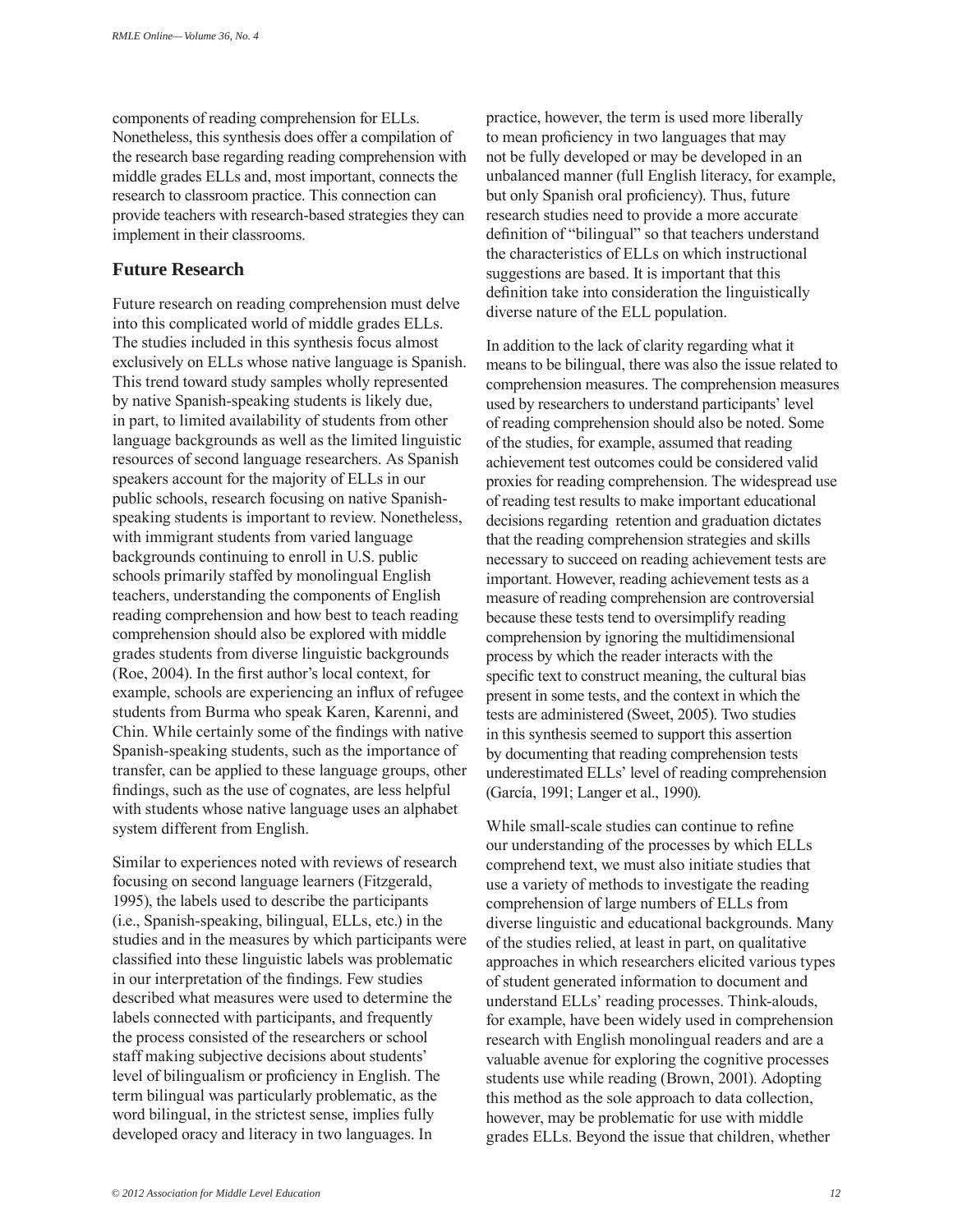components of reading comprehension for ELLs. Nonetheless, this synthesis does offer a compilation of the research base regarding reading comprehension with middle grades ELLs and, most important, connects the research to classroom practice. This connection can provide teachers with research-based strategies they can implement in their classrooms.

## Future Research

Future research on reading comprehension must delve into this complicated world of middle grades ELLs. The studies included in this synthesis focus almost exclusively on ELLs whose native language is Spanish. This trend toward study samples wholly represented by native Spanish-speaking students is likely due, in part, to limited availability of students from other language backgrounds as well as the limited linguistic resources of second language researchers. As Spanish speakers account for the majority of ELLs in our public schools, research focusing on native Spanish-speaking students is important to review. Nonetheless, with immigrant students from varied language backgrounds continuing to enroll in U.S. public schools primarily staffed by monolingual English teachers, understanding the components of English reading comprehension and how best to teach reading comprehension should also be explored with middle grades students from diverse linguistic backgrounds (Roe, 2004). In the first author's local context, for example, schools are experiencing an influx of refugee students from Burma who speak Karen, Karenni, and Chin. While certainly some of the findings with native Spanish-speaking students, such as the importance of transfer, can be applied to these language groups, other findings, such as the use of cognates, are less helpful with students whose native language uses an alphabet system different from English.

Similar to experiences noted with reviews of research focusing on second language learners (Fitzgerald, 1995), the labels used to describe the participants (i.e., Spanish-speaking, bilingual, ELLs, etc.) in the studies and in the measures by which participants were classified into these linguistic labels was problematic in our interpretation of the findings. Few studies described what measures were used to determine the labels connected with participants, and frequently the process consisted of the researchers or school staff making subjective decisions about students' level of bilingualism or proficiency in English. The term bilingual was particularly problematic, as the word bilingual, in the strictest sense, implies fully developed oracy and literacy in two languages. In practice, however, the term is used more liberally to mean proficiency in two languages that may not be fully developed or may be developed in an unbalanced manner (full English literacy, for example, but only Spanish oral proficiency). Thus, future research studies need to provide a more accurate definition of "bilingual" so that teachers understand the characteristics of ELLs on which instructional suggestions are based. It is important that this definition take into consideration the linguistically diverse nature of the ELL population.

In addition to the lack of clarity regarding what it means to be bilingual, there was also the issue related to comprehension measures. The comprehension measures used by researchers to understand participants' level of reading comprehension should also be noted. Some of the studies, for example, assumed that reading achievement test outcomes could be considered valid proxies for reading comprehension. The widespread use of reading test results to make important educational decisions regarding retention and graduation dictates that the reading comprehension strategies and skills necessary to succeed on reading achievement tests are important. However, reading achievement tests as a measure of reading comprehension are controversial because these tests tend to oversimplify reading comprehension by ignoring the multidimensional process by which the reader interacts with the specific text to construct meaning, the cultural bias present in some tests, and the context in which the tests are administered (Sweet, 2005). Two studies in this synthesis seemed to support this assertion by documenting that reading comprehension tests underestimated ELLs' level of reading comprehension (García, 1991; Langer et al., 1990).

While small-scale studies can continue to refine our understanding of the processes by which ELLs comprehend text, we must also initiate studies that use a variety of methods to investigate the reading comprehension of large numbers of ELLs from diverse linguistic and educational backgrounds. Many of the studies relied, at least in part, on qualitative approaches in which researchers elicited various types of student generated information to document and understand ELLs' reading processes. Think-alouds, for example, have been widely used in comprehension research with English monolingual readers and are a valuable avenue for exploring the cognitive processes students use while reading (Brown, 2001). Adopting this method as the sole approach to data collection, however, may be problematic for use with middle grades ELLs. Beyond the issue that children, whether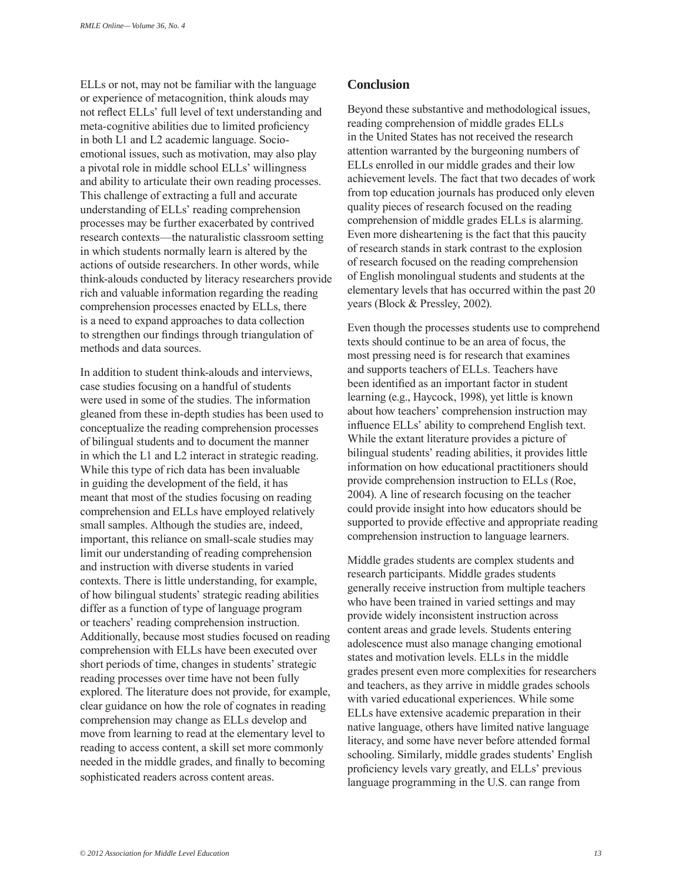ELLs or not, may not be familiar with the language or experience of metacognition, think alouds may not reflect ELLs' full level of text understanding and meta-cognitive abilities due to limited proficiency in both L1 and L2 academic language. Socio-emotional issues, such as motivation, may also play a pivotal role in middle school ELLs' willingness and ability to articulate their own reading processes. This challenge of extracting a full and accurate understanding of ELLs' reading comprehension processes may be further exacerbated by contrived research contexts—the naturalistic classroom setting in which students normally learn is altered by the actions of outside researchers. In other words, while think-alouds conducted by literacy researchers provide rich and valuable information regarding the reading comprehension processes enacted by ELLs, there is a need to expand approaches to data collection to strengthen our findings through triangulation of methods and data sources.

In addition to student think-alouds and interviews, case studies focusing on a handful of students were used in some of the studies. The information gleaned from these in-depth studies has been used to conceptualize the reading comprehension processes of bilingual students and to document the manner in which the L1 and L2 interact in strategic reading. While this type of rich data has been invaluable in guiding the development of the field, it has meant that most of the studies focusing on reading comprehension and ELLs have employed relatively small samples. Although the studies are, indeed, important, this reliance on small-scale studies may limit our understanding of reading comprehension and instruction with diverse students in varied contexts. There is little understanding, for example, of how bilingual students' strategic reading abilities differ as a function of type of language program or teachers' reading comprehension instruction. Additionally, because most studies focused on reading comprehension with ELLs have been executed over short periods of time, changes in students' strategic reading processes over time have not been fully explored. The literature does not provide, for example, clear guidance on how the role of cognates in reading comprehension may change as ELLs develop and move from learning to read at the elementary level to reading to access content, a skill set more commonly needed in the middle grades, and finally to becoming sophisticated readers across content areas.

## Conclusion

Beyond these substantive and methodological issues, reading comprehension of middle grades ELLs in the United States has not received the research attention warranted by the burgeoning numbers of ELLs enrolled in our middle grades and their low achievement levels. The fact that two decades of work from top education journals has produced only eleven quality pieces of research focused on the reading comprehension of middle grades ELLs is alarming. Even more disheartening is the fact that this paucity of research stands in stark contrast to the explosion of research focused on the reading comprehension of English monolingual students and students at the elementary levels that has occurred within the past 20 years (Block & Pressley, 2002).

Even though the processes students use to comprehend texts should continue to be an area of focus, the most pressing need is for research that examines and supports teachers of ELLs. Teachers have been identified as an important factor in student learning (e.g., Haycock, 1998), yet little is known about how teachers' comprehension instruction may influence ELLs' ability to comprehend English text. While the extant literature provides a picture of bilingual students' reading abilities, it provides little information on how educational practitioners should provide comprehension instruction to ELLs (Roe, 2004). A line of research focusing on the teacher could provide insight into how educators should be supported to provide effective and appropriate reading comprehension instruction to language learners.

Middle grades students are complex students and research participants. Middle grades students generally receive instruction from multiple teachers who have been trained in varied settings and may provide widely inconsistent instruction across content areas and grade levels. Students entering adolescence must also manage changing emotional states and motivation levels. ELLs in the middle grades present even more complexities for researchers and teachers, as they arrive in middle grades schools with varied educational experiences. While some ELLs have extensive academic preparation in their native language, others have limited native language literacy, and some have never before attended formal schooling. Similarly, middle grades students' English proficiency levels vary greatly, and ELLs' previous language programming in the U.S. can range from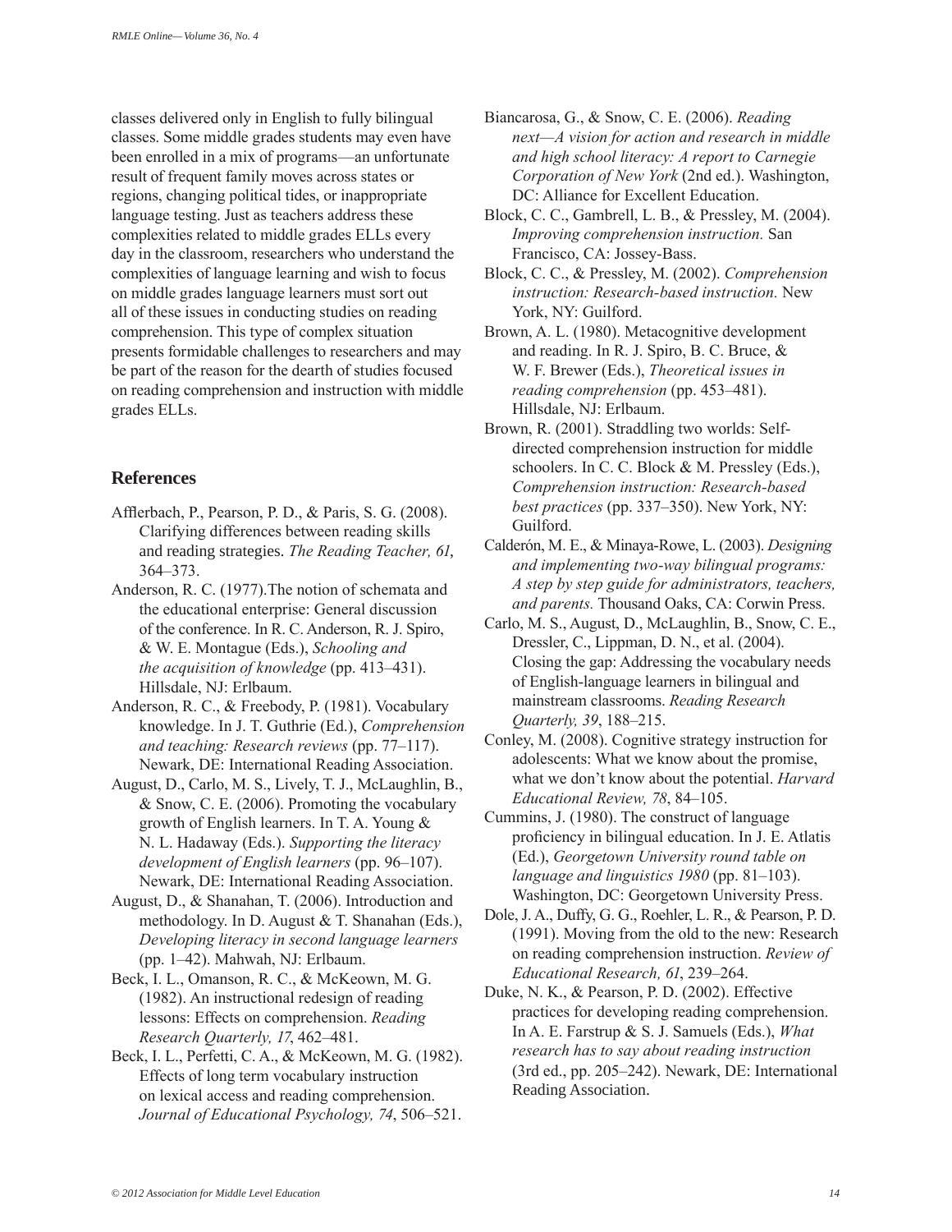classes delivered only in English to fully bilingual classes. Some middle grades students may even have been enrolled in a mix of programs—an unfortunate result of frequent family moves across states or regions, changing political tides, or inappropriate language testing. Just as teachers address these complexities related to middle grades ELLs every day in the classroom, researchers who understand the complexities of language learning and wish to focus on middle grades language learners must sort out all of these issues in conducting studies on reading comprehension. This type of complex situation presents formidable challenges to researchers and may be part of the reason for the dearth of studies focused on reading comprehension and instruction with middle grades ELLs.

## References

Afflerbach, P., Pearson, P. D., & Paris, S. G. (2008). Clarifying differences between reading skills and reading strategies. *The Reading Teacher, 61*, 364–373.

Anderson, R. C. (1977).The notion of schemata and the educational enterprise: General discussion of the conference. In R. C. Anderson, R. J. Spiro, & W. E. Montague (Eds.), *Schooling and the acquisition of knowledge* (pp. 413–431). Hillsdale, NJ: Erlbaum.

Anderson, R. C., & Freebody, P. (1981). Vocabulary knowledge. In J. T. Guthrie (Ed.), *Comprehension and teaching: Research reviews* (pp. 77–117). Newark, DE: International Reading Association.

August, D., Carlo, M. S., Lively, T. J., McLaughlin, B., & Snow, C. E. (2006). Promoting the vocabulary growth of English learners. In T. A. Young & N. L. Hadaway (Eds.). *Supporting the literacy development of English learners* (pp. 96–107). Newark, DE: International Reading Association.

August, D., & Shanahan, T. (2006). Introduction and methodology. In D. August & T. Shanahan (Eds.), *Developing literacy in second language learners* (pp. 1–42). Mahwah, NJ: Erlbaum.

Beck, I. L., Omanson, R. C., & McKeown, M. G. (1982). An instructional redesign of reading lessons: Effects on comprehension. *Reading Research Quarterly, 17*, 462–481.

Beck, I. L., Perfetti, C. A., & McKeown, M. G. (1982). Effects of long term vocabulary instruction on lexical access and reading comprehension. *Journal of Educational Psychology, 74*, 506–521.

Biancarosa, G., & Snow, C. E. (2006). *Reading next—A vision for action and research in middle and high school literacy: A report to Carnegie Corporation of New York* (2nd ed.). Washington, DC: Alliance for Excellent Education.

Block, C. C., Gambrell, L. B., & Pressley, M. (2004). *Improving comprehension instruction.* San Francisco, CA: Jossey-Bass.

Block, C. C., & Pressley, M. (2002). *Comprehension instruction: Research-based instruction.* New York, NY: Guilford.

Brown, A. L. (1980). Metacognitive development and reading. In R. J. Spiro, B. C. Bruce, & W. F. Brewer (Eds.), *Theoretical issues in reading comprehension* (pp. 453–481). Hillsdale, NJ: Erlbaum.

Brown, R. (2001). Straddling two worlds: Self-directed comprehension instruction for middle schoolers. In C. C. Block & M. Pressley (Eds.), *Comprehension instruction: Research-based best practices* (pp. 337–350). New York, NY: Guilford.

Calderón, M. E., & Minaya-Rowe, L. (2003). *Designing and implementing two-way bilingual programs: A step by step guide for administrators, teachers, and parents.* Thousand Oaks, CA: Corwin Press.

Carlo, M. S., August, D., McLaughlin, B., Snow, C. E., Dressler, C., Lippman, D. N., et al. (2004). Closing the gap: Addressing the vocabulary needs of English-language learners in bilingual and mainstream classrooms. *Reading Research Quarterly, 39*, 188–215.

Conley, M. (2008). Cognitive strategy instruction for adolescents: What we know about the promise, what we don't know about the potential. *Harvard Educational Review, 78*, 84–105.

Cummins, J. (1980). The construct of language proficiency in bilingual education. In J. E. Atlatis (Ed.), *Georgetown University round table on language and linguistics 1980* (pp. 81–103). Washington, DC: Georgetown University Press.

Dole, J. A., Duffy, G. G., Roehler, L. R., & Pearson, P. D. (1991). Moving from the old to the new: Research on reading comprehension instruction. *Review of Educational Research, 61*, 239–264.

Duke, N. K., & Pearson, P. D. (2002). Effective practices for developing reading comprehension. In A. E. Farstrup & S. J. Samuels (Eds.), *What research has to say about reading instruction* (3rd ed., pp. 205–242). Newark, DE: International Reading Association.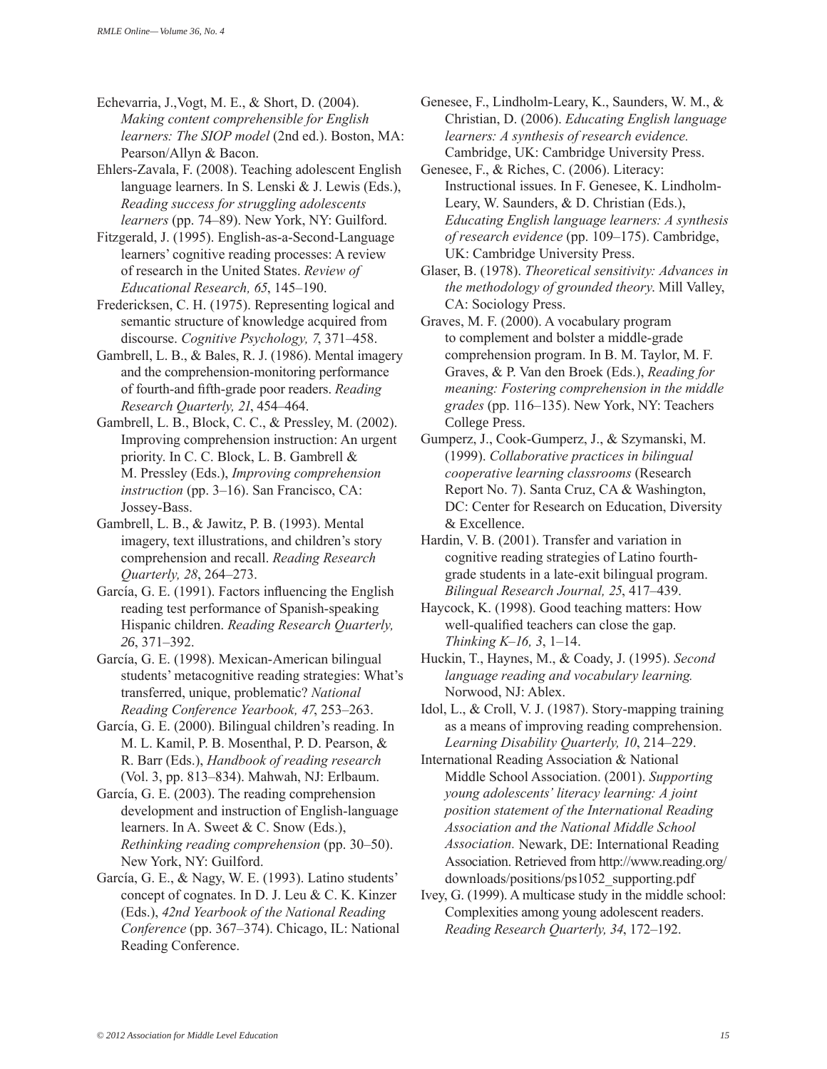Echevarria, J.,Vogt, M. E., & Short, D. (2004). *Making content comprehensible for English learners: The SIOP model* (2nd ed.). Boston, MA: Pearson/Allyn & Bacon.

Ehlers-Zavala, F. (2008). Teaching adolescent English language learners. In S. Lenski & J. Lewis (Eds.), *Reading success for struggling adolescents learners* (pp. 74–89). New York, NY: Guilford.

Fitzgerald, J. (1995). English-as-a-Second-Language learners' cognitive reading processes: A review of research in the United States. *Review of Educational Research, 65*, 145–190.

Fredericksen, C. H. (1975). Representing logical and semantic structure of knowledge acquired from discourse. *Cognitive Psychology, 7*, 371–458.

Gambrell, L. B., & Bales, R. J. (1986). Mental imagery and the comprehension-monitoring performance of fourth-and fifth-grade poor readers. *Reading Research Quarterly, 21*, 454–464.

Gambrell, L. B., Block, C. C., & Pressley, M. (2002). Improving comprehension instruction: An urgent priority. In C. C. Block, L. B. Gambrell & M. Pressley (Eds.), *Improving comprehension instruction* (pp. 3–16). San Francisco, CA: Jossey-Bass.

Gambrell, L. B., & Jawitz, P. B. (1993). Mental imagery, text illustrations, and children's story comprehension and recall. *Reading Research Quarterly, 28*, 264–273.

García, G. E. (1991). Factors influencing the English reading test performance of Spanish-speaking Hispanic children. *Reading Research Quarterly, 26*, 371–392.

García, G. E. (1998). Mexican-American bilingual students' metacognitive reading strategies: What's transferred, unique, problematic? *National Reading Conference Yearbook, 47*, 253–263.

García, G. E. (2000). Bilingual children's reading. In M. L. Kamil, P. B. Mosenthal, P. D. Pearson, & R. Barr (Eds.), *Handbook of reading research* (Vol. 3, pp. 813–834). Mahwah, NJ: Erlbaum.

García, G. E. (2003). The reading comprehension development and instruction of English-language learners. In A. Sweet & C. Snow (Eds.), *Rethinking reading comprehension* (pp. 30–50). New York, NY: Guilford.

García, G. E., & Nagy, W. E. (1993). Latino students' concept of cognates. In D. J. Leu & C. K. Kinzer (Eds.), *42nd Yearbook of the National Reading Conference* (pp. 367–374). Chicago, IL: National Reading Conference.

Genesee, F., Lindholm-Leary, K., Saunders, W. M., & Christian, D. (2006). *Educating English language learners: A synthesis of research evidence.* Cambridge, UK: Cambridge University Press.

Genesee, F., & Riches, C. (2006). Literacy: Instructional issues. In F. Genesee, K. Lindholm-Leary, W. Saunders, & D. Christian (Eds.), *Educating English language learners: A synthesis of research evidence* (pp. 109–175). Cambridge, UK: Cambridge University Press.

Glaser, B. (1978). *Theoretical sensitivity: Advances in the methodology of grounded theory*. Mill Valley, CA: Sociology Press.

Graves, M. F. (2000). A vocabulary program to complement and bolster a middle-grade comprehension program. In B. M. Taylor, M. F. Graves, & P. Van den Broek (Eds.), *Reading for meaning: Fostering comprehension in the middle grades* (pp. 116–135). New York, NY: Teachers College Press.

Gumperz, J., Cook-Gumperz, J., & Szymanski, M. (1999). *Collaborative practices in bilingual cooperative learning classrooms* (Research Report No. 7). Santa Cruz, CA & Washington, DC: Center for Research on Education, Diversity & Excellence.

Hardin, V. B. (2001). Transfer and variation in cognitive reading strategies of Latino fourth-grade students in a late-exit bilingual program. *Bilingual Research Journal, 25*, 417–439.

Haycock, K. (1998). Good teaching matters: How well-qualified teachers can close the gap. *Thinking K–16, 3*, 1–14.

Huckin, T., Haynes, M., & Coady, J. (1995). *Second language reading and vocabulary learning.* Norwood, NJ: Ablex.

Idol, L., & Croll, V. J. (1987). Story-mapping training as a means of improving reading comprehension. *Learning Disability Quarterly, 10*, 214–229.

International Reading Association & National Middle School Association. (2001). *Supporting young adolescents' literacy learning: A joint position statement of the International Reading Association and the National Middle School Association.* Newark, DE: International Reading Association. Retrieved from http://www.reading.org/downloads/positions/ps1052_supporting.pdf

Ivey, G. (1999). A multicase study in the middle school: Complexities among young adolescent readers. *Reading Research Quarterly, 34*, 172–192.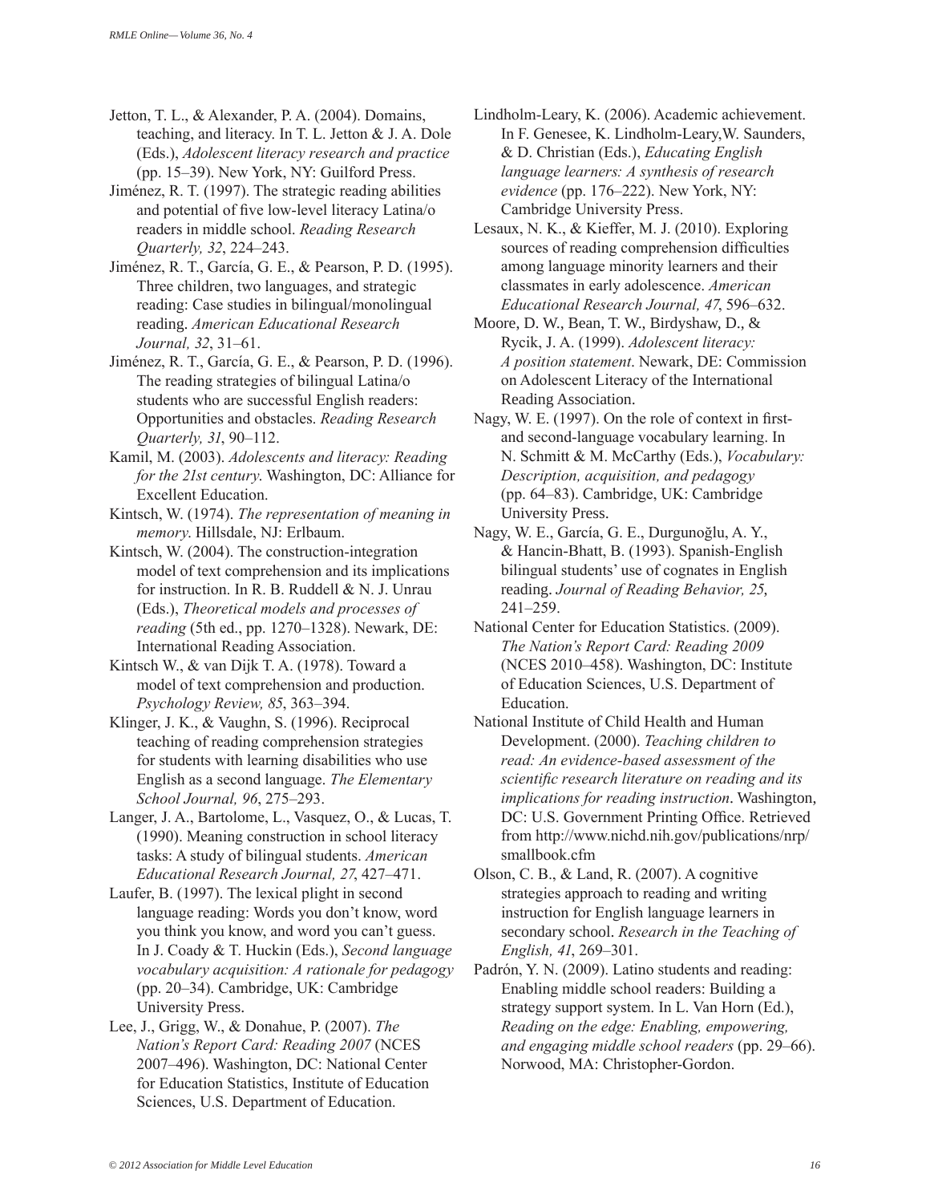Jetton, T. L., & Alexander, P. A. (2004). Domains, teaching, and literacy. In T. L. Jetton & J. A. Dole (Eds.), *Adolescent literacy research and practice* (pp. 15–39). New York, NY: Guilford Press.

Jiménez, R. T. (1997). The strategic reading abilities and potential of five low-level literacy Latina/o readers in middle school. *Reading Research Quarterly, 32*, 224–243.

Jiménez, R. T., García, G. E., & Pearson, P. D. (1995). Three children, two languages, and strategic reading: Case studies in bilingual/monolingual reading. *American Educational Research Journal, 32*, 31–61.

Jiménez, R. T., García, G. E., & Pearson, P. D. (1996). The reading strategies of bilingual Latina/o students who are successful English readers: Opportunities and obstacles. *Reading Research Quarterly, 31*, 90–112.

Kamil, M. (2003). *Adolescents and literacy: Reading for the 21st century*. Washington, DC: Alliance for Excellent Education.

Kintsch, W. (1974). *The representation of meaning in memory*. Hillsdale, NJ: Erlbaum.

Kintsch, W. (2004). The construction-integration model of text comprehension and its implications for instruction. In R. B. Ruddell & N. J. Unrau (Eds.), *Theoretical models and processes of reading* (5th ed., pp. 1270–1328). Newark, DE: International Reading Association.

Kintsch W., & van Dijk T. A. (1978). Toward a model of text comprehension and production. *Psychology Review, 85*, 363–394.

Klinger, J. K., & Vaughn, S. (1996). Reciprocal teaching of reading comprehension strategies for students with learning disabilities who use English as a second language. *The Elementary School Journal, 96*, 275–293.

Langer, J. A., Bartolome, L., Vasquez, O., & Lucas, T. (1990). Meaning construction in school literacy tasks: A study of bilingual students. *American Educational Research Journal, 27*, 427–471.

Laufer, B. (1997). The lexical plight in second language reading: Words you don't know, word you think you know, and word you can't guess. In J. Coady & T. Huckin (Eds.), *Second language vocabulary acquisition: A rationale for pedagogy* (pp. 20–34). Cambridge, UK: Cambridge University Press.

Lee, J., Grigg, W., & Donahue, P. (2007). *The Nation's Report Card: Reading 2007* (NCES 2007–496). Washington, DC: National Center for Education Statistics, Institute of Education Sciences, U.S. Department of Education.

Lindholm-Leary, K. (2006). Academic achievement. In F. Genesee, K. Lindholm-Leary,W. Saunders, & D. Christian (Eds.), *Educating English language learners: A synthesis of research evidence* (pp. 176–222). New York, NY: Cambridge University Press.

Lesaux, N. K., & Kieffer, M. J. (2010). Exploring sources of reading comprehension difficulties among language minority learners and their classmates in early adolescence. *American Educational Research Journal, 47*, 596–632.

Moore, D. W., Bean, T. W., Birdyshaw, D., & Rycik, J. A. (1999). *Adolescent literacy: A position statement*. Newark, DE: Commission on Adolescent Literacy of the International Reading Association.

Nagy, W. E. (1997). On the role of context in first- and second-language vocabulary learning. In N. Schmitt & M. McCarthy (Eds.), *Vocabulary: Description, acquisition, and pedagogy* (pp. 64–83). Cambridge, UK: Cambridge University Press.

Nagy, W. E., García, G. E., Durgunoğlu, A. Y., & Hancin-Bhatt, B. (1993). Spanish-English bilingual students' use of cognates in English reading. *Journal of Reading Behavior, 25*, 241–259.

National Center for Education Statistics. (2009). *The Nation's Report Card: Reading 2009* (NCES 2010–458). Washington, DC: Institute of Education Sciences, U.S. Department of Education.

National Institute of Child Health and Human Development. (2000). *Teaching children to read: An evidence-based assessment of the scientific research literature on reading and its implications for reading instruction*. Washington, DC: U.S. Government Printing Office. Retrieved from http://www.nichd.nih.gov/publications/nrp/smallbook.cfm

Olson, C. B., & Land, R. (2007). A cognitive strategies approach to reading and writing instruction for English language learners in secondary school. *Research in the Teaching of English, 41*, 269–301.

Padrón, Y. N. (2009). Latino students and reading: Enabling middle school readers: Building a strategy support system. In L. Van Horn (Ed.), *Reading on the edge: Enabling, empowering, and engaging middle school readers* (pp. 29–66). Norwood, MA: Christopher-Gordon.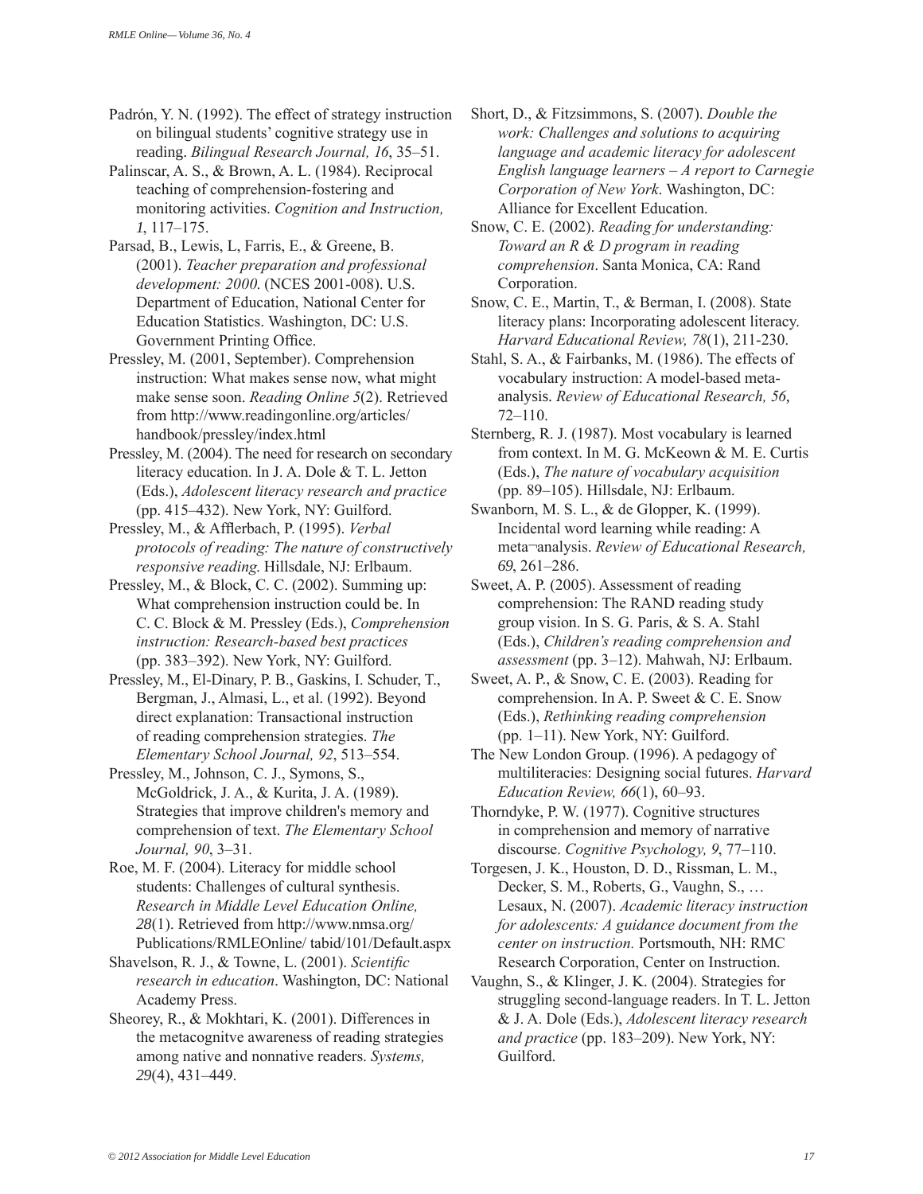Padrón, Y. N. (1992). The effect of strategy instruction on bilingual students' cognitive strategy use in reading. *Bilingual Research Journal, 16*, 35–51.

Palinscar, A. S., & Brown, A. L. (1984). Reciprocal teaching of comprehension-fostering and monitoring activities. *Cognition and Instruction, 1*, 117–175.

Parsad, B., Lewis, L, Farris, E., & Greene, B. (2001). *Teacher preparation and professional development: 2000*. (NCES 2001-008). U.S. Department of Education, National Center for Education Statistics. Washington, DC: U.S. Government Printing Office.

Pressley, M. (2001, September). Comprehension instruction: What makes sense now, what might make sense soon. *Reading Online 5*(2). Retrieved from http://www.readingonline.org/articles/handbook/pressley/index.html

Pressley, M. (2004). The need for research on secondary literacy education. In J. A. Dole & T. L. Jetton (Eds.), *Adolescent literacy research and practice* (pp. 415–432). New York, NY: Guilford.

Pressley, M., & Afflerbach, P. (1995). *Verbal protocols of reading: The nature of constructively responsive reading*. Hillsdale, NJ: Erlbaum.

Pressley, M., & Block, C. C. (2002). Summing up: What comprehension instruction could be. In C. C. Block & M. Pressley (Eds.), *Comprehension instruction: Research-based best practices* (pp. 383–392). New York, NY: Guilford.

Pressley, M., El-Dinary, P. B., Gaskins, I. Schuder, T., Bergman, J., Almasi, L., et al. (1992). Beyond direct explanation: Transactional instruction of reading comprehension strategies. *The Elementary School Journal, 92*, 513–554.

Pressley, M., Johnson, C. J., Symons, S., McGoldrick, J. A., & Kurita, J. A. (1989). Strategies that improve children's memory and comprehension of text. *The Elementary School Journal, 90*, 3–31.

Roe, M. F. (2004). Literacy for middle school students: Challenges of cultural synthesis. *Research in Middle Level Education Online, 28*(1). Retrieved from http://www.nmsa.org/Publications/RMLEOnline/ tabid/101/Default.aspx

Shavelson, R. J., & Towne, L. (2001). *Scientific research in education*. Washington, DC: National Academy Press.

Sheorey, R., & Mokhtari, K. (2001). Differences in the metacognitve awareness of reading strategies among native and nonnative readers. *Systems, 29*(4), 431–449.

Short, D., & Fitzsimmons, S. (2007). *Double the work: Challenges and solutions to acquiring language and academic literacy for adolescent English language learners – A report to Carnegie Corporation of New York*. Washington, DC: Alliance for Excellent Education.

Snow, C. E. (2002). *Reading for understanding: Toward an R & D program in reading comprehension*. Santa Monica, CA: Rand Corporation.

Snow, C. E., Martin, T., & Berman, I. (2008). State literacy plans: Incorporating adolescent literacy. *Harvard Educational Review, 78*(1), 211-230.

Stahl, S. A., & Fairbanks, M. (1986). The effects of vocabulary instruction: A model-based meta-analysis. *Review of Educational Research, 56*, 72–110.

Sternberg, R. J. (1987). Most vocabulary is learned from context. In M. G. McKeown & M. E. Curtis (Eds.), *The nature of vocabulary acquisition* (pp. 89–105). Hillsdale, NJ: Erlbaum.

Swanborn, M. S. L., & de Glopper, K. (1999). Incidental word learning while reading: A meta¬analysis. *Review of Educational Research, 69*, 261–286.

Sweet, A. P. (2005). Assessment of reading comprehension: The RAND reading study group vision. In S. G. Paris, & S. A. Stahl (Eds.), *Children's reading comprehension and assessment* (pp. 3–12). Mahwah, NJ: Erlbaum.

Sweet, A. P., & Snow, C. E. (2003). Reading for comprehension. In A. P. Sweet & C. E. Snow (Eds.), *Rethinking reading comprehension* (pp. 1–11). New York, NY: Guilford.

The New London Group. (1996). A pedagogy of multiliteracies: Designing social futures. *Harvard Education Review, 66*(1), 60–93.

Thorndyke, P. W. (1977). Cognitive structures in comprehension and memory of narrative discourse. *Cognitive Psychology, 9*, 77–110.

Torgesen, J. K., Houston, D. D., Rissman, L. M., Decker, S. M., Roberts, G., Vaughn, S., … Lesaux, N. (2007). *Academic literacy instruction for adolescents: A guidance document from the center on instruction.* Portsmouth, NH: RMC Research Corporation, Center on Instruction.

Vaughn, S., & Klinger, J. K. (2004). Strategies for struggling second-language readers. In T. L. Jetton & J. A. Dole (Eds.), *Adolescent literacy research and practice* (pp. 183–209). New York, NY: Guilford.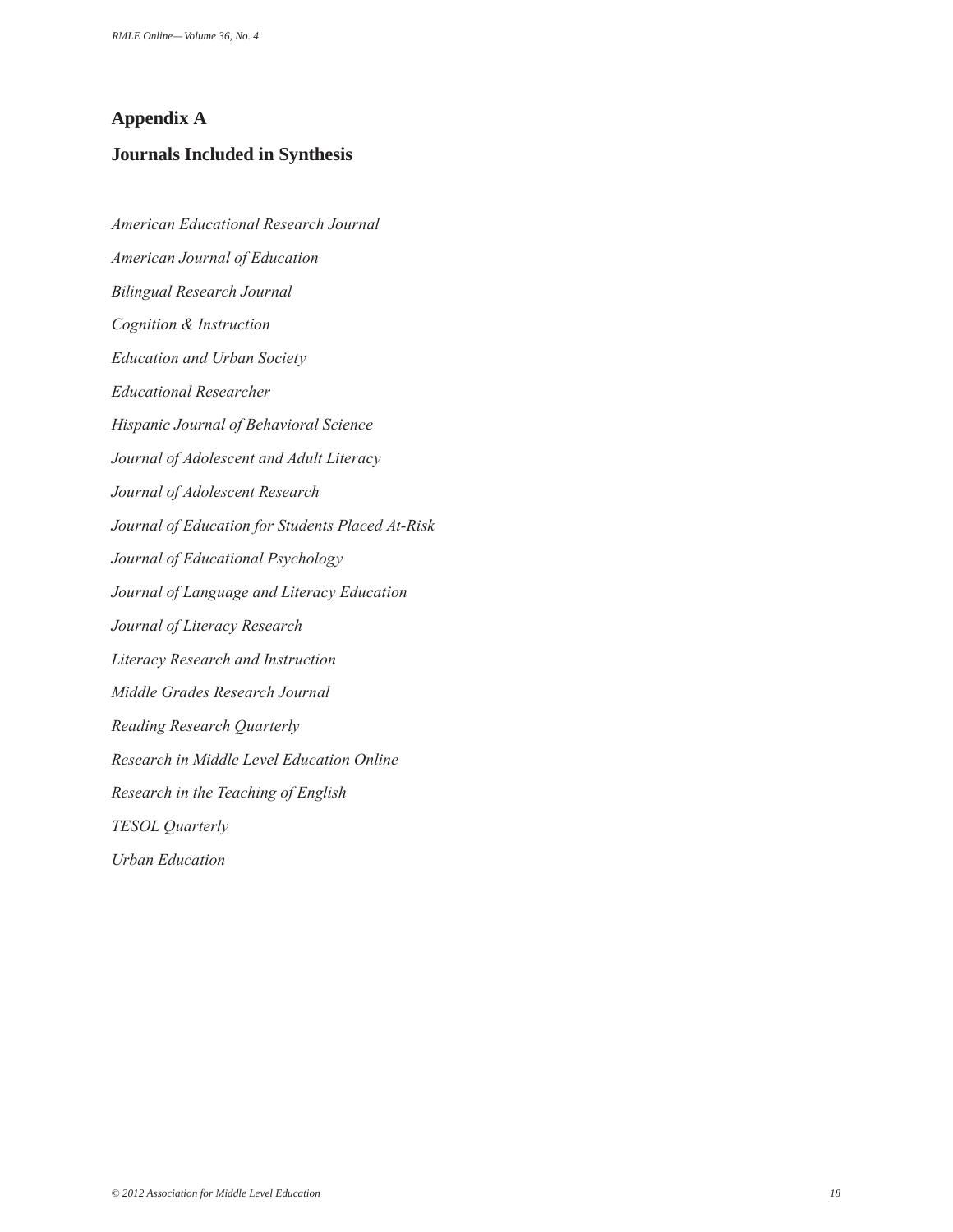## Appendix A

## Journals Included in Synthesis

*American Educational Research Journal*

*American Journal of Education*

*Bilingual Research Journal*

*Cognition & Instruction*

*Education and Urban Society*

*Educational Researcher*

*Hispanic Journal of Behavioral Science*

*Journal of Adolescent and Adult Literacy*

*Journal of Adolescent Research*

*Journal of Education for Students Placed At-Risk*

*Journal of Educational Psychology*

*Journal of Language and Literacy Education*

*Journal of Literacy Research*

*Literacy Research and Instruction*

*Middle Grades Research Journal*

*Reading Research Quarterly*

*Research in Middle Level Education Online*

*Research in the Teaching of English*

*TESOL Quarterly*

*Urban Education*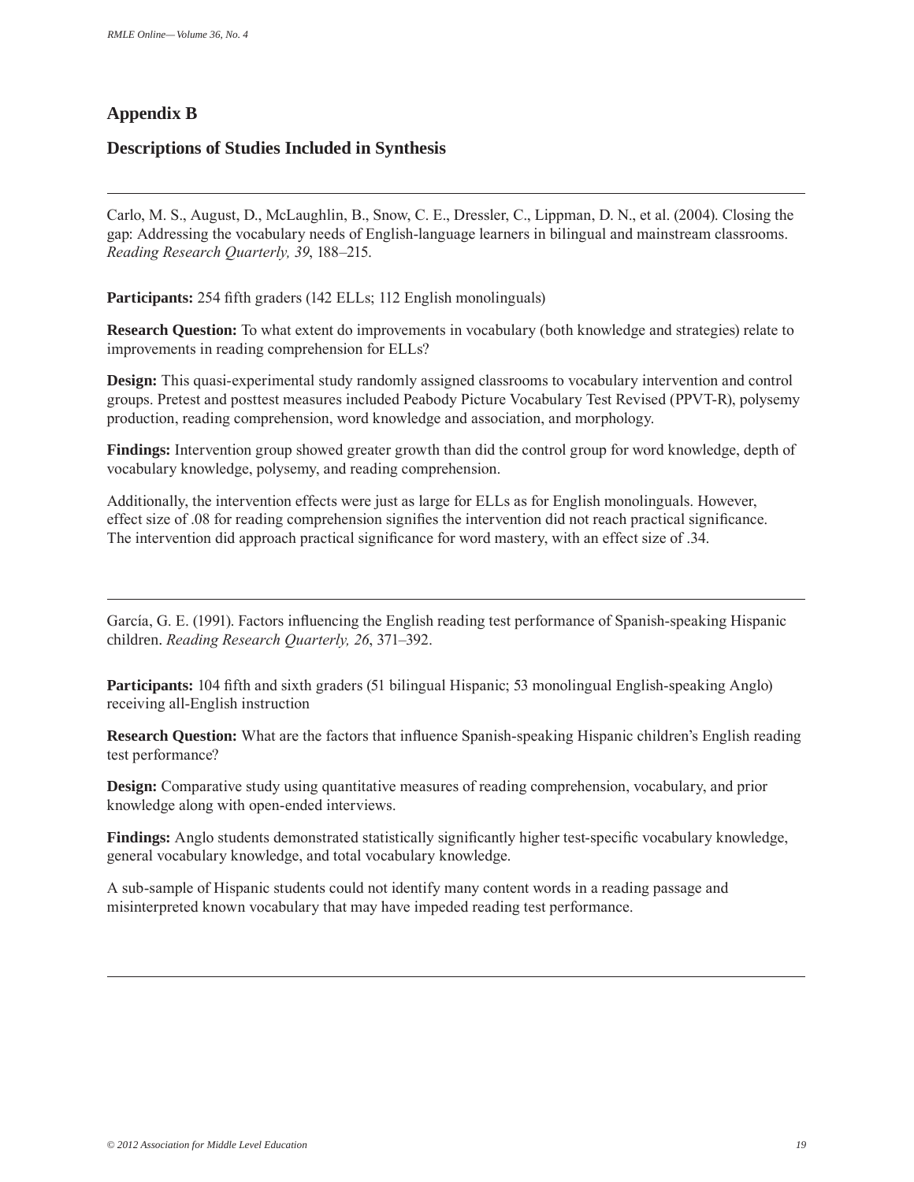## Appendix B

### Descriptions of Studies Included in Synthesis

---

Carlo, M. S., August, D., McLaughlin, B., Snow, C. E., Dressler, C., Lippman, D. N., et al. (2004). Closing the gap: Addressing the vocabulary needs of English-language learners in bilingual and mainstream classrooms. *Reading Research Quarterly, 39*, 188–215.

**Participants:** 254 fifth graders (142 ELLs; 112 English monolinguals)

**Research Question:** To what extent do improvements in vocabulary (both knowledge and strategies) relate to improvements in reading comprehension for ELLs?

**Design:** This quasi-experimental study randomly assigned classrooms to vocabulary intervention and control groups. Pretest and posttest measures included Peabody Picture Vocabulary Test Revised (PPVT-R), polysemy production, reading comprehension, word knowledge and association, and morphology.

**Findings:** Intervention group showed greater growth than did the control group for word knowledge, depth of vocabulary knowledge, polysemy, and reading comprehension.

Additionally, the intervention effects were just as large for ELLs as for English monolinguals. However, effect size of .08 for reading comprehension signifies the intervention did not reach practical significance. The intervention did approach practical significance for word mastery, with an effect size of .34.

---

García, G. E. (1991). Factors influencing the English reading test performance of Spanish-speaking Hispanic children. *Reading Research Quarterly, 26*, 371–392.

**Participants:** 104 fifth and sixth graders (51 bilingual Hispanic; 53 monolingual English-speaking Anglo) receiving all-English instruction

**Research Question:** What are the factors that influence Spanish-speaking Hispanic children's English reading test performance?

**Design:** Comparative study using quantitative measures of reading comprehension, vocabulary, and prior knowledge along with open-ended interviews.

**Findings:** Anglo students demonstrated statistically significantly higher test-specific vocabulary knowledge, general vocabulary knowledge, and total vocabulary knowledge.

A sub-sample of Hispanic students could not identify many content words in a reading passage and misinterpreted known vocabulary that may have impeded reading test performance.

---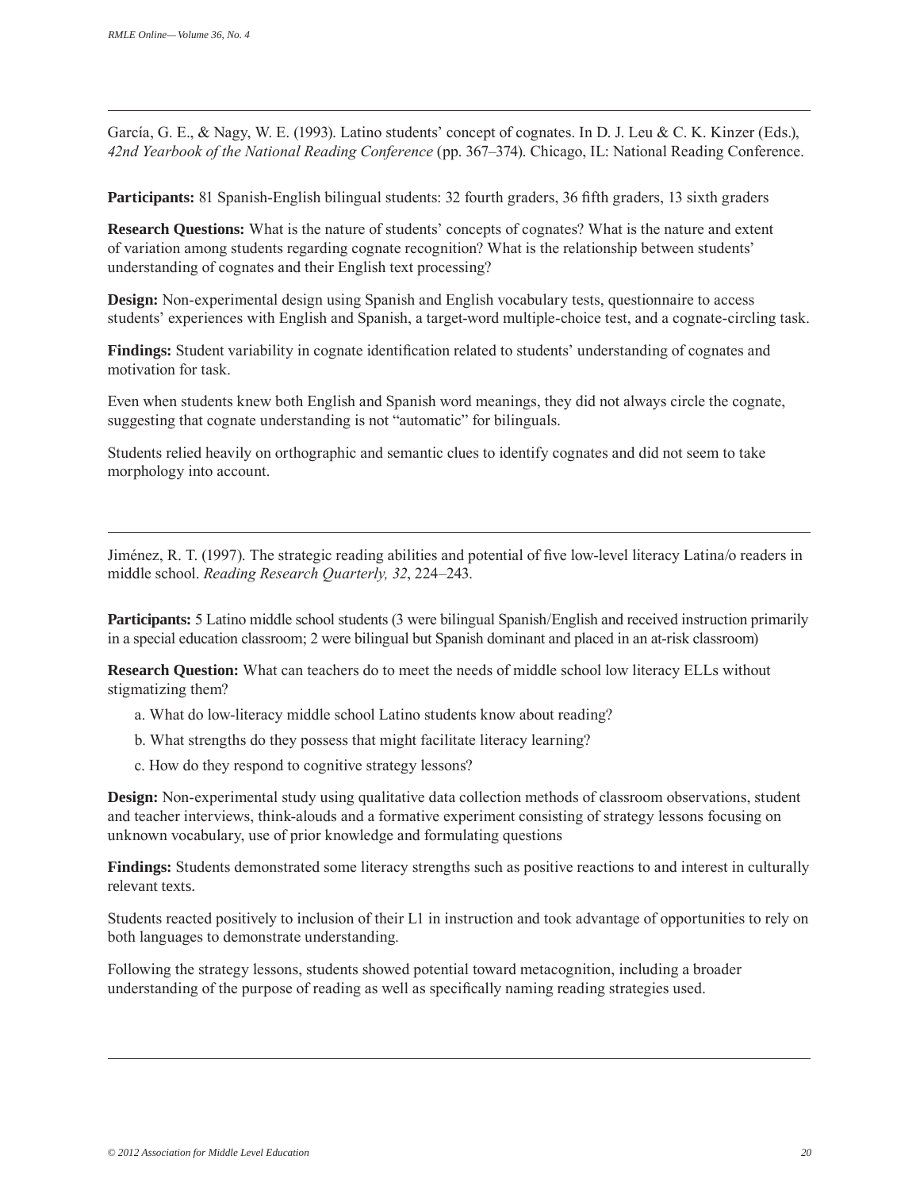---

García, G. E., & Nagy, W. E. (1993). Latino students' concept of cognates. In D. J. Leu & C. K. Kinzer (Eds.), *42nd Yearbook of the National Reading Conference* (pp. 367–374). Chicago, IL: National Reading Conference.

**Participants:** 81 Spanish-English bilingual students: 32 fourth graders, 36 fifth graders, 13 sixth graders

**Research Questions:** What is the nature of students' concepts of cognates? What is the nature and extent of variation among students regarding cognate recognition? What is the relationship between students' understanding of cognates and their English text processing?

**Design:** Non-experimental design using Spanish and English vocabulary tests, questionnaire to access students' experiences with English and Spanish, a target-word multiple-choice test, and a cognate-circling task.

**Findings:** Student variability in cognate identification related to students' understanding of cognates and motivation for task.

Even when students knew both English and Spanish word meanings, they did not always circle the cognate, suggesting that cognate understanding is not "automatic" for bilinguals.

Students relied heavily on orthographic and semantic clues to identify cognates and did not seem to take morphology into account.

---

Jiménez, R. T. (1997). The strategic reading abilities and potential of five low-level literacy Latina/o readers in middle school. *Reading Research Quarterly, 32*, 224–243.

**Participants:** 5 Latino middle school students (3 were bilingual Spanish/English and received instruction primarily in a special education classroom; 2 were bilingual but Spanish dominant and placed in an at-risk classroom)

**Research Question:** What can teachers do to meet the needs of middle school low literacy ELLs without stigmatizing them?

a. What do low-literacy middle school Latino students know about reading?

b. What strengths do they possess that might facilitate literacy learning?

c. How do they respond to cognitive strategy lessons?

**Design:** Non-experimental study using qualitative data collection methods of classroom observations, student and teacher interviews, think-alouds and a formative experiment consisting of strategy lessons focusing on unknown vocabulary, use of prior knowledge and formulating questions

**Findings:** Students demonstrated some literacy strengths such as positive reactions to and interest in culturally relevant texts.

Students reacted positively to inclusion of their L1 in instruction and took advantage of opportunities to rely on both languages to demonstrate understanding.

Following the strategy lessons, students showed potential toward metacognition, including a broader understanding of the purpose of reading as well as specifically naming reading strategies used.

---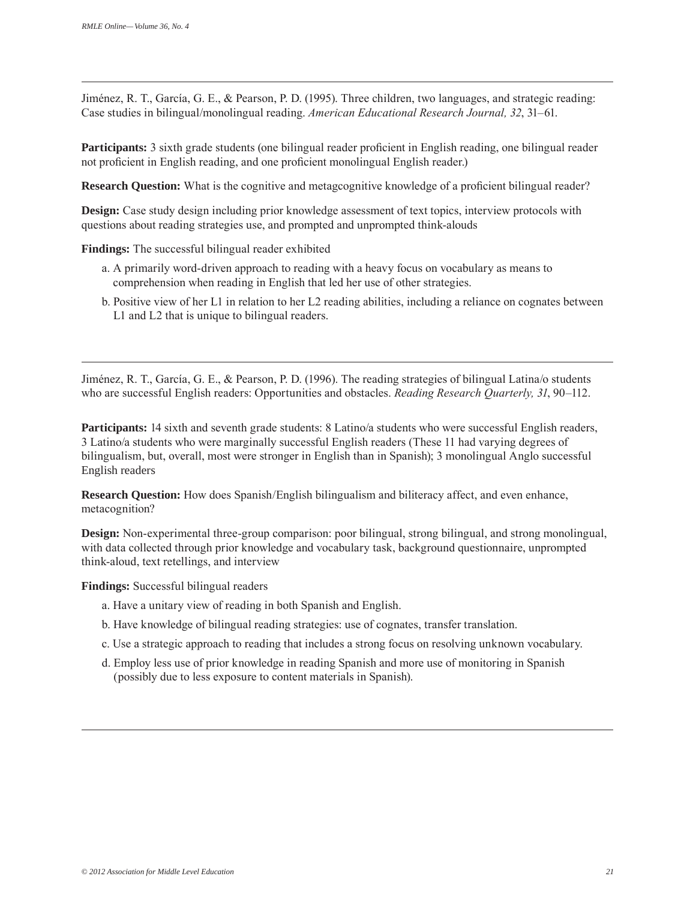---

Jiménez, R. T., García, G. E., & Pearson, P. D. (1995). Three children, two languages, and strategic reading: Case studies in bilingual/monolingual reading. *American Educational Research Journal, 32*, 31–61.

**Participants:** 3 sixth grade students (one bilingual reader proficient in English reading, one bilingual reader not proficient in English reading, and one proficient monolingual English reader.)

**Research Question:** What is the cognitive and metagcognitive knowledge of a proficient bilingual reader?

**Design:** Case study design including prior knowledge assessment of text topics, interview protocols with questions about reading strategies use, and prompted and unprompted think-alouds

**Findings:** The successful bilingual reader exhibited

a. A primarily word-driven approach to reading with a heavy focus on vocabulary as means to comprehension when reading in English that led her use of other strategies.

b. Positive view of her L1 in relation to her L2 reading abilities, including a reliance on cognates between L1 and L2 that is unique to bilingual readers.

---

Jiménez, R. T., García, G. E., & Pearson, P. D. (1996). The reading strategies of bilingual Latina/o students who are successful English readers: Opportunities and obstacles. *Reading Research Quarterly, 31*, 90–112.

**Participants:** 14 sixth and seventh grade students: 8 Latino/a students who were successful English readers, 3 Latino/a students who were marginally successful English readers (These 11 had varying degrees of bilingualism, but, overall, most were stronger in English than in Spanish); 3 monolingual Anglo successful English readers

**Research Question:** How does Spanish/English bilingualism and biliteracy affect, and even enhance, metacognition?

**Design:** Non-experimental three-group comparison: poor bilingual, strong bilingual, and strong monolingual, with data collected through prior knowledge and vocabulary task, background questionnaire, unprompted think-aloud, text retellings, and interview

**Findings:** Successful bilingual readers

a. Have a unitary view of reading in both Spanish and English.

b. Have knowledge of bilingual reading strategies: use of cognates, transfer translation.

c. Use a strategic approach to reading that includes a strong focus on resolving unknown vocabulary.

d. Employ less use of prior knowledge in reading Spanish and more use of monitoring in Spanish (possibly due to less exposure to content materials in Spanish).

---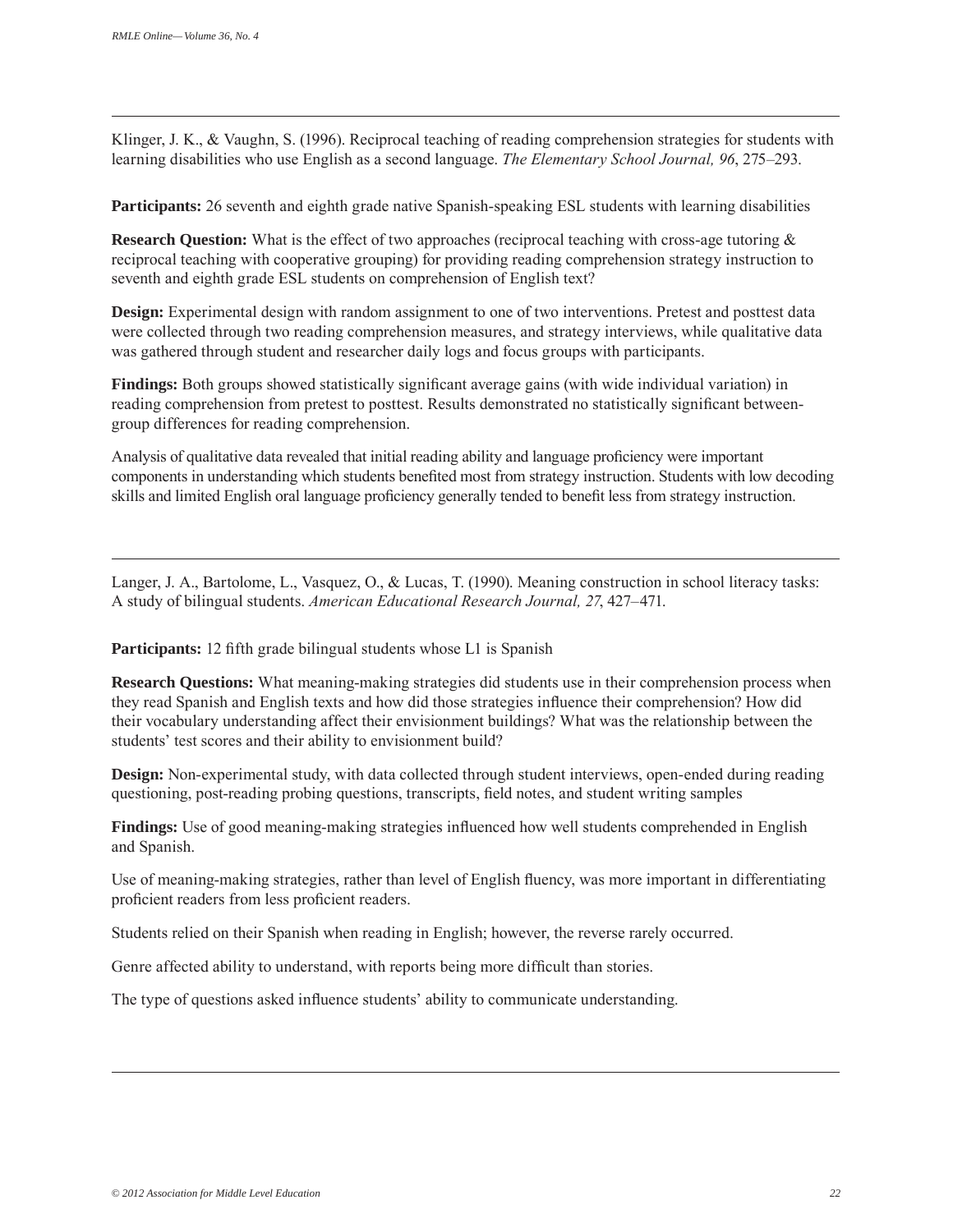---

Klinger, J. K., & Vaughn, S. (1996). Reciprocal teaching of reading comprehension strategies for students with learning disabilities who use English as a second language. *The Elementary School Journal, 96*, 275–293.

**Participants:** 26 seventh and eighth grade native Spanish-speaking ESL students with learning disabilities

**Research Question:** What is the effect of two approaches (reciprocal teaching with cross-age tutoring & reciprocal teaching with cooperative grouping) for providing reading comprehension strategy instruction to seventh and eighth grade ESL students on comprehension of English text?

**Design:** Experimental design with random assignment to one of two interventions. Pretest and posttest data were collected through two reading comprehension measures, and strategy interviews, while qualitative data was gathered through student and researcher daily logs and focus groups with participants.

**Findings:** Both groups showed statistically significant average gains (with wide individual variation) in reading comprehension from pretest to posttest. Results demonstrated no statistically significant between-group differences for reading comprehension.

Analysis of qualitative data revealed that initial reading ability and language proficiency were important components in understanding which students benefited most from strategy instruction. Students with low decoding skills and limited English oral language proficiency generally tended to benefit less from strategy instruction.

---

Langer, J. A., Bartolome, L., Vasquez, O., & Lucas, T. (1990). Meaning construction in school literacy tasks: A study of bilingual students. *American Educational Research Journal, 27*, 427–471.

**Participants:** 12 fifth grade bilingual students whose L1 is Spanish

**Research Questions:** What meaning-making strategies did students use in their comprehension process when they read Spanish and English texts and how did those strategies influence their comprehension? How did their vocabulary understanding affect their envisionment buildings? What was the relationship between the students' test scores and their ability to envisionment build?

**Design:** Non-experimental study, with data collected through student interviews, open-ended during reading questioning, post-reading probing questions, transcripts, field notes, and student writing samples

**Findings:** Use of good meaning-making strategies influenced how well students comprehended in English and Spanish.

Use of meaning-making strategies, rather than level of English fluency, was more important in differentiating proficient readers from less proficient readers.

Students relied on their Spanish when reading in English; however, the reverse rarely occurred.

Genre affected ability to understand, with reports being more difficult than stories.

The type of questions asked influence students' ability to communicate understanding.

---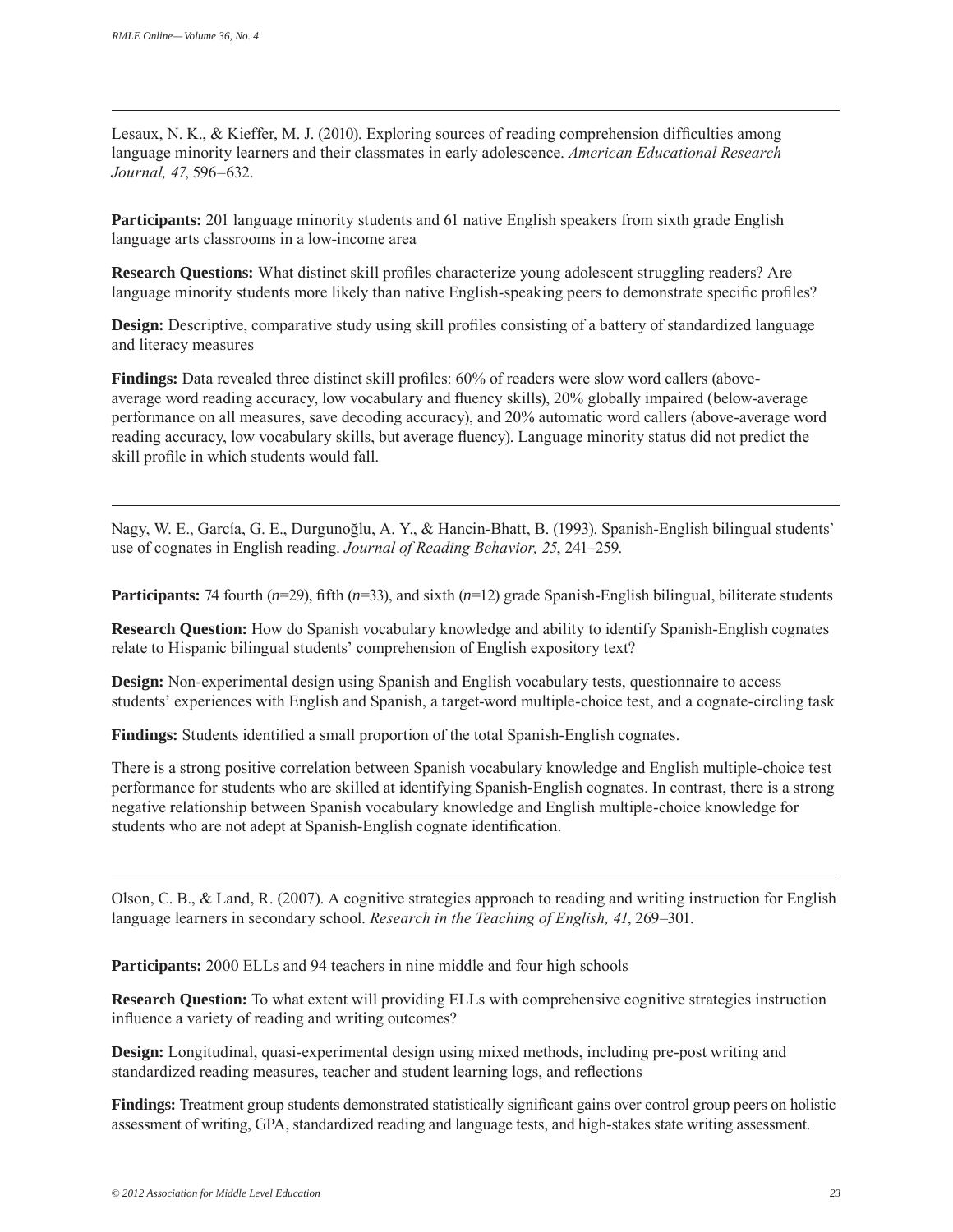---

Lesaux, N. K., & Kieffer, M. J. (2010). Exploring sources of reading comprehension difficulties among language minority learners and their classmates in early adolescence. *American Educational Research Journal, 47*, 596–632.

**Participants:** 201 language minority students and 61 native English speakers from sixth grade English language arts classrooms in a low-income area

**Research Questions:** What distinct skill profiles characterize young adolescent struggling readers? Are language minority students more likely than native English-speaking peers to demonstrate specific profiles?

**Design:** Descriptive, comparative study using skill profiles consisting of a battery of standardized language and literacy measures

**Findings:** Data revealed three distinct skill profiles: 60% of readers were slow word callers (above-average word reading accuracy, low vocabulary and fluency skills), 20% globally impaired (below-average performance on all measures, save decoding accuracy), and 20% automatic word callers (above-average word reading accuracy, low vocabulary skills, but average fluency). Language minority status did not predict the skill profile in which students would fall.

---

Nagy, W. E., García, G. E., Durgunoğlu, A. Y., & Hancin-Bhatt, B. (1993). Spanish-English bilingual students' use of cognates in English reading. *Journal of Reading Behavior, 25*, 241–259.

**Participants:** 74 fourth (*n*=29), fifth (*n*=33), and sixth (*n*=12) grade Spanish-English bilingual, biliterate students

**Research Question:** How do Spanish vocabulary knowledge and ability to identify Spanish-English cognates relate to Hispanic bilingual students' comprehension of English expository text?

**Design:** Non-experimental design using Spanish and English vocabulary tests, questionnaire to access students' experiences with English and Spanish, a target-word multiple-choice test, and a cognate-circling task

**Findings:** Students identified a small proportion of the total Spanish-English cognates.

There is a strong positive correlation between Spanish vocabulary knowledge and English multiple-choice test performance for students who are skilled at identifying Spanish-English cognates. In contrast, there is a strong negative relationship between Spanish vocabulary knowledge and English multiple-choice knowledge for students who are not adept at Spanish-English cognate identification.

---

Olson, C. B., & Land, R. (2007). A cognitive strategies approach to reading and writing instruction for English language learners in secondary school. *Research in the Teaching of English, 41*, 269–301.

**Participants:** 2000 ELLs and 94 teachers in nine middle and four high schools

**Research Question:** To what extent will providing ELLs with comprehensive cognitive strategies instruction influence a variety of reading and writing outcomes?

**Design:** Longitudinal, quasi-experimental design using mixed methods, including pre-post writing and standardized reading measures, teacher and student learning logs, and reflections

**Findings:** Treatment group students demonstrated statistically significant gains over control group peers on holistic assessment of writing, GPA, standardized reading and language tests, and high-stakes state writing assessment.